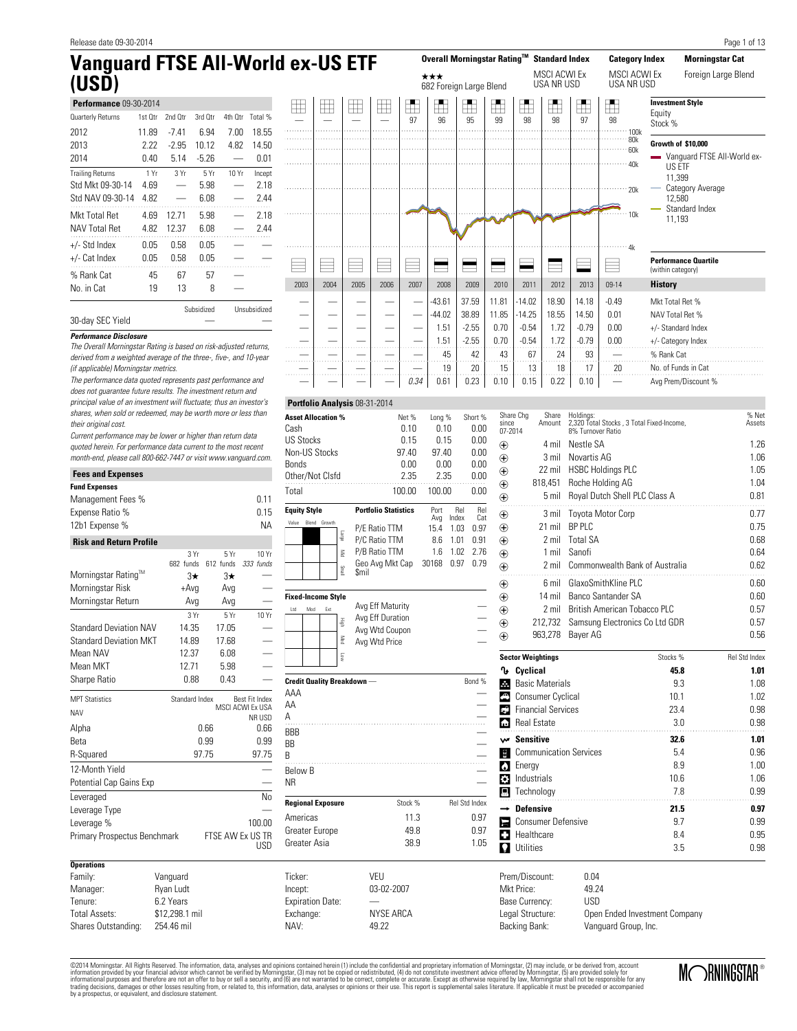# Vanguard FTSE All-World ex-US ETF (USD)

| Overall Morningstar Rating™ | Standard Index | Category Index | Morningstar Cat |
|---|---|---|---|
| ★★★ 682 Foreign Large Blend | MSCI ACWI Ex USA NR USD | MSCI ACWI Ex USA NR USD | Foreign Large Blend |

## Performance 09-30-2014

| Quarterly Returns | 1st Qtr | 2nd Qtr | 3rd Qtr | 4th Qtr | Total % |
|---|---|---|---|---|---|
| 2012 | 11.89 | -7.41 | 6.94 | 7.00 | 18.55 |
| 2013 | 2.22 | -2.95 | 10.12 | 4.82 | 14.50 |
| 2014 | 0.40 | 5.14 | -5.26 | — | 0.01 |

| Trailing Returns | 1 Yr | 3 Yr | 5 Yr | 10 Yr | Incept |
|---|---|---|---|---|---|
| Std Mkt 09-30-14 | 4.69 | — | 5.98 | — | 2.18 |
| Std NAV 09-30-14 | 4.82 | — | 6.08 | — | 2.44 |
| Mkt Total Ret | 4.69 | 12.71 | 5.98 | — | 2.18 |
| NAV Total Ret | 4.82 | 12.37 | 6.08 | — | 2.44 |
| +/- Std Index | 0.05 | 0.58 | 0.05 | — | — |
| +/- Cat Index | 0.05 | 0.58 | 0.05 | — | — |
| % Rank Cat | 45 | 67 | 57 | — | |
| No. in Cat | 19 | 13 | 8 | — | |

| | Subsidized | Unsubsidized |
|---|---|---|
| 30-day SEC Yield | — | — |

### Performance Disclosure

*The Overall Morningstar Rating is based on risk-adjusted returns, derived from a weighted average of the three-, five-, and 10-year (if applicable) Morningstar metrics.*

*The performance data quoted represents past performance and does not guarantee future results. The investment return and principal value of an investment will fluctuate; thus an investor's shares, when sold or redeemed, may be worth more or less than their original cost.*

*Current performance may be lower or higher than return data quoted herein. For performance data current to the most recent month-end, please call 800-662-7447 or visit www.vanguard.com.*

## Fees and Expenses

**Fund Expenses**

| | |
|---|---|
| Management Fees % | 0.11 |
| Expense Ratio % | 0.15 |
| 12b1 Expense % | NA |

## Risk and Return Profile

| | 3 Yr (682 funds) | 5 Yr (612 funds) | 10 Yr (333 funds) |
|---|---|---|---|
| Morningstar Rating™ | 3★ | 3★ | — |
| Morningstar Risk | +Avg | Avg | — |
| Morningstar Return | Avg | Avg | — |

| | 3 Yr | 5 Yr | 10 Yr |
|---|---|---|---|
| Standard Deviation NAV | 14.35 | 17.05 | — |
| Standard Deviation MKT | 14.89 | 17.68 | — |
| Mean NAV | 12.37 | 6.08 | — |
| Mean MKT | 12.71 | 5.98 | — |
| Sharpe Ratio | 0.88 | 0.43 | — |

| MPT Statistics NAV | Standard Index | Best Fit Index MSCI ACWI Ex USA NR USD |
|---|---|---|
| Alpha | 0.66 | 0.66 |
| Beta | 0.99 | 0.99 |
| R-Squared | 97.75 | 97.75 |

| | |
|---|---|
| 12-Month Yield | — |
| Potential Cap Gains Exp | — |
| Leveraged | No |
| Leverage Type | — |
| Leverage % | 100.00 |
| Primary Prospectus Benchmark | FTSE AW Ex US TR USD |

## Investment Style

| | | | | | | | | | | | |
|---|---|---|---|---|---|---|---|---|---|---|---|
| — | — | — | — | 97 | 96 | 95 | 99 | 98 | 98 | 97 | 98 |

Equity Stock %

**Growth of $10,000**

- Vanguard FTSE All-World ex-US ETF 11,399
- Category Average 12,580
- Standard Index 11,193

**Performance Quartile** (within category)

## History

| 2003 | 2004 | 2005 | 2006 | 2007 | 2008 | 2009 | 2010 | 2011 | 2012 | 2013 | 09-14 | History |
|---|---|---|---|---|---|---|---|---|---|---|---|---|
| — | — | — | — | — | -43.61 | 37.59 | 11.81 | -14.02 | 18.90 | 14.18 | -0.49 | Mkt Total Ret % |
| — | — | — | — | — | -44.02 | 38.89 | 11.85 | -14.25 | 18.55 | 14.50 | 0.01 | NAV Total Ret % |
| — | — | — | — | — | 1.51 | -2.55 | 0.70 | -0.54 | 1.72 | -0.79 | 0.00 | +/- Standard Index |
| — | — | — | — | — | 1.51 | -2.55 | 0.70 | -0.54 | 1.72 | -0.79 | 0.00 | +/- Category Index |
| — | — | — | — | — | 45 | 42 | 43 | 67 | 24 | 93 | — | % Rank Cat |
| — | — | — | — | — | 19 | 20 | 15 | 13 | 18 | 17 | 20 | No. of Funds in Cat |
| — | — | — | — | 0.34 | 0.61 | 0.23 | 0.10 | 0.15 | 0.22 | 0.10 | — | Avg Prem/Discount % |

## Portfolio Analysis 08-31-2014

| Asset Allocation % | Net % | Long % | Short % |
|---|---|---|---|
| Cash | 0.10 | 0.10 | 0.00 |
| US Stocks | 0.15 | 0.15 | 0.00 |
| Non-US Stocks | 97.40 | 97.40 | 0.00 |
| Bonds | 0.00 | 0.00 | 0.00 |
| Other/Not Clsfd | 2.35 | 2.35 | 0.00 |
| Total | 100.00 | 100.00 | 0.00 |

**Equity Style:** Large Blend

| Portfolio Statistics | Port Avg | Rel Index | Rel Cat |
|---|---|---|---|
| P/E Ratio TTM | 15.4 | 1.03 | 0.97 |
| P/C Ratio TTM | 8.6 | 1.01 | 0.91 |
| P/B Ratio TTM | 1.6 | 1.02 | 2.76 |
| Geo Avg Mkt Cap $mil | 30168 | 0.97 | 0.79 |

**Fixed-Income Style**

| | |
|---|---|
| Avg Eff Maturity | — |
| Avg Eff Duration | — |
| Avg Wtd Coupon | — |
| Avg Wtd Price | — |

| Credit Quality Breakdown — | Bond % |
|---|---|
| AAA | — |
| AA | — |
| A | — |
| BBB | — |
| BB | — |
| B | — |
| Below B | — |
| NR | — |

| Regional Exposure | Stock % | Rel Std Index |
|---|---|---|
| Americas | 11.3 | 0.97 |
| Greater Europe | 49.8 | 0.97 |
| Greater Asia | 38.9 | 1.05 |

| Share Chg since 07-2014 | Share Amount | Holdings: 2,320 Total Stocks , 3 Total Fixed-Income, 8% Turnover Ratio | % Net Assets |
|---|---|---|---|
| ⊕ | 4 mil | Nestle SA | 1.26 |
| ⊕ | 3 mil | Novartis AG | 1.06 |
| ⊕ | 22 mil | HSBC Holdings PLC | 1.05 |
| ⊕ | 818,451 | Roche Holding AG | 1.04 |
| ⊕ | 5 mil | Royal Dutch Shell PLC Class A | 0.81 |
| ⊕ | 3 mil | Toyota Motor Corp | 0.77 |
| ⊕ | 21 mil | BP PLC | 0.75 |
| ⊕ | 2 mil | Total SA | 0.68 |
| ⊕ | 1 mil | Sanofi | 0.64 |
| ⊕ | 2 mil | Commonwealth Bank of Australia | 0.62 |
| ⊕ | 6 mil | GlaxoSmithKline PLC | 0.60 |
| ⊕ | 14 mil | Banco Santander SA | 0.60 |
| ⊕ | 2 mil | British American Tobacco PLC | 0.57 |
| ⊕ | 212,732 | Samsung Electronics Co Ltd GDR | 0.57 |
| ⊕ | 963,278 | Bayer AG | 0.56 |

| Sector Weightings | Stocks % | Rel Std Index |
|---|---|---|
| **Cyclical** | **45.8** | **1.01** |
| Basic Materials | 9.3 | 1.08 |
| Consumer Cyclical | 10.1 | 1.02 |
| Financial Services | 23.4 | 0.98 |
| Real Estate | 3.0 | 0.98 |
| **Sensitive** | **32.6** | **1.01** |
| Communication Services | 5.4 | 0.96 |
| Energy | 8.9 | 1.00 |
| Industrials | 10.6 | 1.06 |
| Technology | 7.8 | 0.99 |
| **Defensive** | **21.5** | **0.97** |
| Consumer Defensive | 9.7 | 0.99 |
| Healthcare | 8.4 | 0.95 |
| Utilities | 3.5 | 0.98 |

## Operations

| | |
|---|---|
| Family: | Vanguard |
| Manager: | Ryan Ludt |
| Tenure: | 6.2 Years |
| Total Assets: | $12,298.1 mil |
| Shares Outstanding: | 254.46 mil |
| Ticker: | VEU |
| Incept: | 03-02-2007 |
| Expiration Date: | — |
| Exchange: | NYSE ARCA |
| NAV: | 49.22 |
| Prem/Discount: | 0.04 |
| Mkt Price: | 49.24 |
| Base Currency: | USD |
| Legal Structure: | Open Ended Investment Company |
| Backing Bank: | Vanguard Group, Inc. |

©2014 Morningstar. All Rights Reserved. The information, data, analyses and opinions contained herein (1) include the confidential and proprietary information of Morningstar, (2) may include, or be derived from, account information provided by your financial advisor which cannot be verified by Morningstar, (3) may not be copied or redistributed, (4) do not constitute investment advice offered by Morningstar, (5) are provided solely for informational purposes and therefore are not an offer to buy or sell a security, and (6) are not warranted to be correct, complete or accurate. Except as otherwise required by law, Morningstar shall not be responsible for any trading decisions, damages or other losses resulting from, or related to, this information, data, analyses or opinions or their use. This report is supplemental sales literature. If applicable it must be preceded or accompanied by a prospectus, or equivalent, and disclosure statement.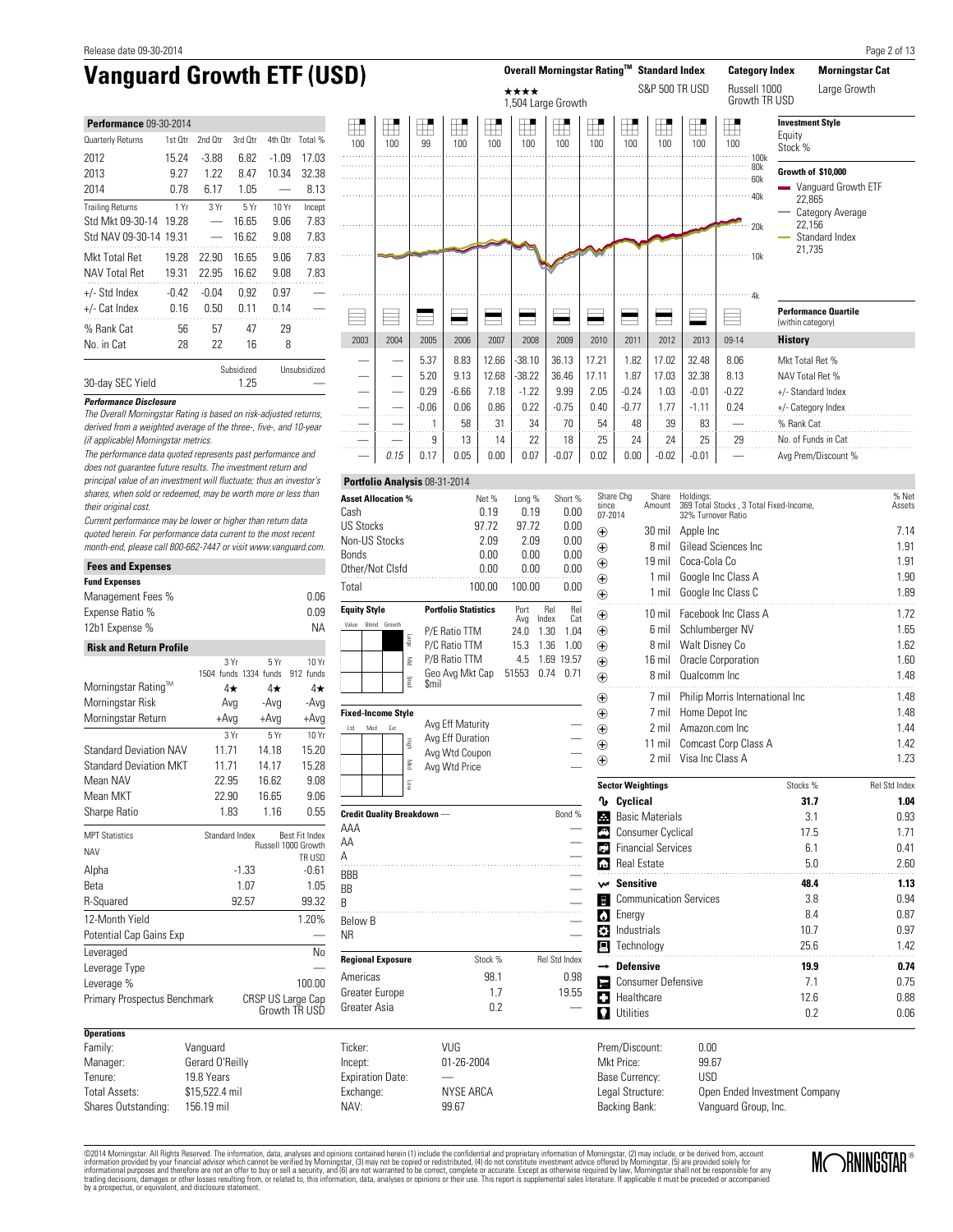# Vanguard Growth ETF (USD)

| Overall Morningstar Rating™ | Standard Index | Category Index | Morningstar Cat |
|---|---|---|---|
| ★★★★ 1,504 Large Growth | S&P 500 TR USD | Russell 1000 Growth TR USD | Large Growth |

## Performance 09-30-2014

| Quarterly Returns | 1st Qtr | 2nd Qtr | 3rd Qtr | 4th Qtr | Total % |
|---|---|---|---|---|---|
| 2012 | 15.24 | -3.88 | 6.82 | -1.09 | 17.03 |
| 2013 | 9.27 | 1.22 | 8.47 | 10.34 | 32.38 |
| 2014 | 0.78 | 6.17 | 1.05 | — | 8.13 |

| Trailing Returns | 1 Yr | 3 Yr | 5 Yr | 10 Yr | Incept |
|---|---|---|---|---|---|
| Std Mkt 09-30-14 | 19.28 | — | 16.65 | 9.06 | 7.83 |
| Std NAV 09-30-14 | 19.31 | — | 16.62 | 9.08 | 7.83 |
| Mkt Total Ret | 19.28 | 22.90 | 16.65 | 9.06 | 7.83 |
| NAV Total Ret | 19.31 | 22.95 | 16.62 | 9.08 | 7.83 |
| +/- Std Index | -0.42 | -0.04 | 0.92 | 0.97 | — |
| +/- Cat Index | 0.16 | 0.50 | 0.11 | 0.14 | — |
| % Rank Cat | 56 | 57 | 47 | 29 | |
| No. in Cat | 28 | 22 | 16 | 8 | |

| | Subsidized | Unsubsidized |
|---|---|---|
| 30-day SEC Yield | 1.25 | — |

**Performance Disclosure**

*The Overall Morningstar Rating is based on risk-adjusted returns, derived from a weighted average of the three-, five-, and 10-year (if applicable) Morningstar metrics.*

*The performance data quoted represents past performance and does not guarantee future results. The investment return and principal value of an investment will fluctuate; thus an investor's shares, when sold or redeemed, may be worth more or less than their original cost.*

*Current performance may be lower or higher than return data quoted herein. For performance data current to the most recent month-end, please call 800-662-7447 or visit www.vanguard.com.*

## Fees and Expenses

**Fund Expenses**

| | |
|---|---|
| Management Fees % | 0.06 |
| Expense Ratio % | 0.09 |
| 12b1 Expense % | NA |

## Risk and Return Profile

| | 3 Yr 1504 funds | 5 Yr 1334 funds | 10 Yr 912 funds |
|---|---|---|---|
| Morningstar Rating™ | 4★ | 4★ | 4★ |
| Morningstar Risk | Avg | -Avg | -Avg |
| Morningstar Return | +Avg | +Avg | +Avg |

| | 3 Yr | 5 Yr | 10 Yr |
|---|---|---|---|
| Standard Deviation NAV | 11.71 | 14.18 | 15.20 |
| Standard Deviation MKT | 11.71 | 14.17 | 15.28 |
| Mean NAV | 22.95 | 16.62 | 9.08 |
| Mean MKT | 22.90 | 16.65 | 9.06 |
| Sharpe Ratio | 1.83 | 1.16 | 0.55 |

| MPT Statistics NAV | Standard Index | Best Fit Index Russell 1000 Growth TR USD |
|---|---|---|
| Alpha | -1.33 | -0.61 |
| Beta | 1.07 | 1.05 |
| R-Squared | 92.57 | 99.32 |

| | |
|---|---|
| 12-Month Yield | 1.20% |
| Potential Cap Gains Exp | — |
| Leveraged | No |
| Leverage Type | — |
| Leverage % | 100.00 |
| Primary Prospectus Benchmark | CRSP US Large Cap Growth TR USD |

## Investment Style

Equity Stock %: 100 (2003), 100 (2004), 99 (2005), 100 (2006), 100 (2007), 100 (2008), 100 (2009), 100 (2010), 100 (2011), 100 (2012), 100 (2013), 100 (09-14)

**Growth of $10,000**

- Vanguard Growth ETF 22,865
- Category Average 22,156
- Standard Index 21,735

**Performance Quartile** (within category)

## History

| | 2003 | 2004 | 2005 | 2006 | 2007 | 2008 | 2009 | 2010 | 2011 | 2012 | 2013 | 09-14 |
|---|---|---|---|---|---|---|---|---|---|---|---|---|
| Mkt Total Ret % | — | — | 5.37 | 8.83 | 12.66 | -38.10 | 36.13 | 17.21 | 1.82 | 17.02 | 32.48 | 8.06 |
| NAV Total Ret % | — | — | 5.20 | 9.13 | 12.68 | -38.22 | 36.46 | 17.11 | 1.87 | 17.03 | 32.38 | 8.13 |
| +/- Standard Index | — | — | 0.29 | -6.66 | 7.18 | -1.22 | 9.99 | 2.05 | -0.24 | 1.03 | -0.01 | -0.22 |
| +/- Category Index | — | — | -0.06 | 0.06 | 0.86 | 0.22 | -0.75 | 0.40 | -0.77 | 1.77 | -1.11 | 0.24 |
| % Rank Cat | — | — | 1 | 58 | 31 | 34 | 70 | 54 | 48 | 39 | 83 | — |
| No. of Funds in Cat | — | — | 9 | 13 | 14 | 22 | 18 | 25 | 24 | 24 | 25 | 29 |
| Avg Prem/Discount % | — | 0.15 | 0.17 | 0.05 | 0.00 | 0.07 | -0.07 | 0.02 | 0.00 | -0.02 | -0.01 | — |

## Portfolio Analysis 08-31-2014

| Asset Allocation % | Net % | Long % | Short % |
|---|---|---|---|
| Cash | 0.19 | 0.19 | 0.00 |
| US Stocks | 97.72 | 97.72 | 0.00 |
| Non-US Stocks | 2.09 | 2.09 | 0.00 |
| Bonds | 0.00 | 0.00 | 0.00 |
| Other/Not Clsfd | 0.00 | 0.00 | 0.00 |
| Total | 100.00 | 100.00 | 0.00 |

**Equity Style**: Large Growth

| Portfolio Statistics | Port Avg | Rel Index | Rel Cat |
|---|---|---|---|
| P/E Ratio TTM | 24.0 | 1.30 | 1.04 |
| P/C Ratio TTM | 15.3 | 1.36 | 1.00 |
| P/B Ratio TTM | 4.5 | 1.69 | 19.57 |
| Geo Avg Mkt Cap $mil | 51553 | 0.74 | 0.71 |

**Fixed-Income Style**

| | |
|---|---|
| Avg Eff Maturity | — |
| Avg Eff Duration | — |
| Avg Wtd Coupon | — |
| Avg Wtd Price | — |

| Credit Quality Breakdown — | Bond % |
|---|---|
| AAA | — |
| AA | — |
| A | — |
| BBB | — |
| BB | — |
| B | — |
| Below B | — |
| NR | — |

| Regional Exposure | Stock % | Rel Std Index |
|---|---|---|
| Americas | 98.1 | 0.98 |
| Greater Europe | 1.7 | 19.55 |
| Greater Asia | 0.2 | — |

| Share Chg since 07-2014 | Share Amount | Holdings: 369 Total Stocks , 3 Total Fixed-Income, 32% Turnover Ratio | % Net Assets |
|---|---|---|---|
| ⊕ | 30 mil | Apple Inc | 7.14 |
| ⊕ | 8 mil | Gilead Sciences Inc | 1.91 |
| ⊕ | 19 mil | Coca-Cola Co | 1.91 |
| ⊕ | 1 mil | Google Inc Class A | 1.90 |
| ⊕ | 1 mil | Google Inc Class C | 1.89 |
| ⊕ | 10 mil | Facebook Inc Class A | 1.72 |
| ⊕ | 6 mil | Schlumberger NV | 1.65 |
| ⊕ | 8 mil | Walt Disney Co | 1.62 |
| ⊕ | 16 mil | Oracle Corporation | 1.60 |
| ⊕ | 8 mil | Qualcomm Inc | 1.48 |
| ⊕ | 7 mil | Philip Morris International Inc | 1.48 |
| ⊕ | 7 mil | Home Depot Inc | 1.48 |
| ⊕ | 2 mil | Amazon.com Inc | 1.44 |
| ⊕ | 11 mil | Comcast Corp Class A | 1.42 |
| ⊕ | 2 mil | Visa Inc Class A | 1.23 |

| Sector Weightings | Stocks % | Rel Std Index |
|---|---|---|
| **Cyclical** | **31.7** | **1.04** |
| Basic Materials | 3.1 | 0.93 |
| Consumer Cyclical | 17.5 | 1.71 |
| Financial Services | 6.1 | 0.41 |
| Real Estate | 5.0 | 2.60 |
| **Sensitive** | **48.4** | **1.13** |
| Communication Services | 3.8 | 0.94 |
| Energy | 8.4 | 0.87 |
| Industrials | 10.7 | 0.97 |
| Technology | 25.6 | 1.42 |
| **Defensive** | **19.9** | **0.74** |
| Consumer Defensive | 7.1 | 0.75 |
| Healthcare | 12.6 | 0.88 |
| Utilities | 0.2 | 0.06 |

## Operations

| | |
|---|---|
| Family: | Vanguard |
| Manager: | Gerard O'Reilly |
| Tenure: | 19.8 Years |
| Total Assets: | $15,522.4 mil |
| Shares Outstanding: | 156.19 mil |
| Ticker: | VUG |
| Incept: | 01-26-2004 |
| Expiration Date: | — |
| Exchange: | NYSE ARCA |
| NAV: | 99.67 |
| Prem/Discount: | 0.00 |
| Mkt Price: | 99.67 |
| Base Currency: | USD |
| Legal Structure: | Open Ended Investment Company |
| Backing Bank: | Vanguard Group, Inc. |

©2014 Morningstar. All Rights Reserved. The information, data, analyses and opinions contained herein (1) include the confidential and proprietary information of Morningstar, (2) may include, or be derived from, account information provided by your financial advisor which cannot be verified by Morningstar, (3) may not be copied or redistributed, (4) do not constitute investment advice offered by Morningstar, (5) are provided solely for informational purposes and therefore are not an offer to buy or sell a security, and (6) are not warranted to be correct, complete or accurate. Except as otherwise required by law, Morningstar shall not be responsible for any trading decisions, damages or other losses resulting from, or related to, this information, data, analyses or opinions or their use. This report is supplemental sales literature. If applicable it must be preceded or accompanied by a prospectus, or equivalent, and disclosure statement.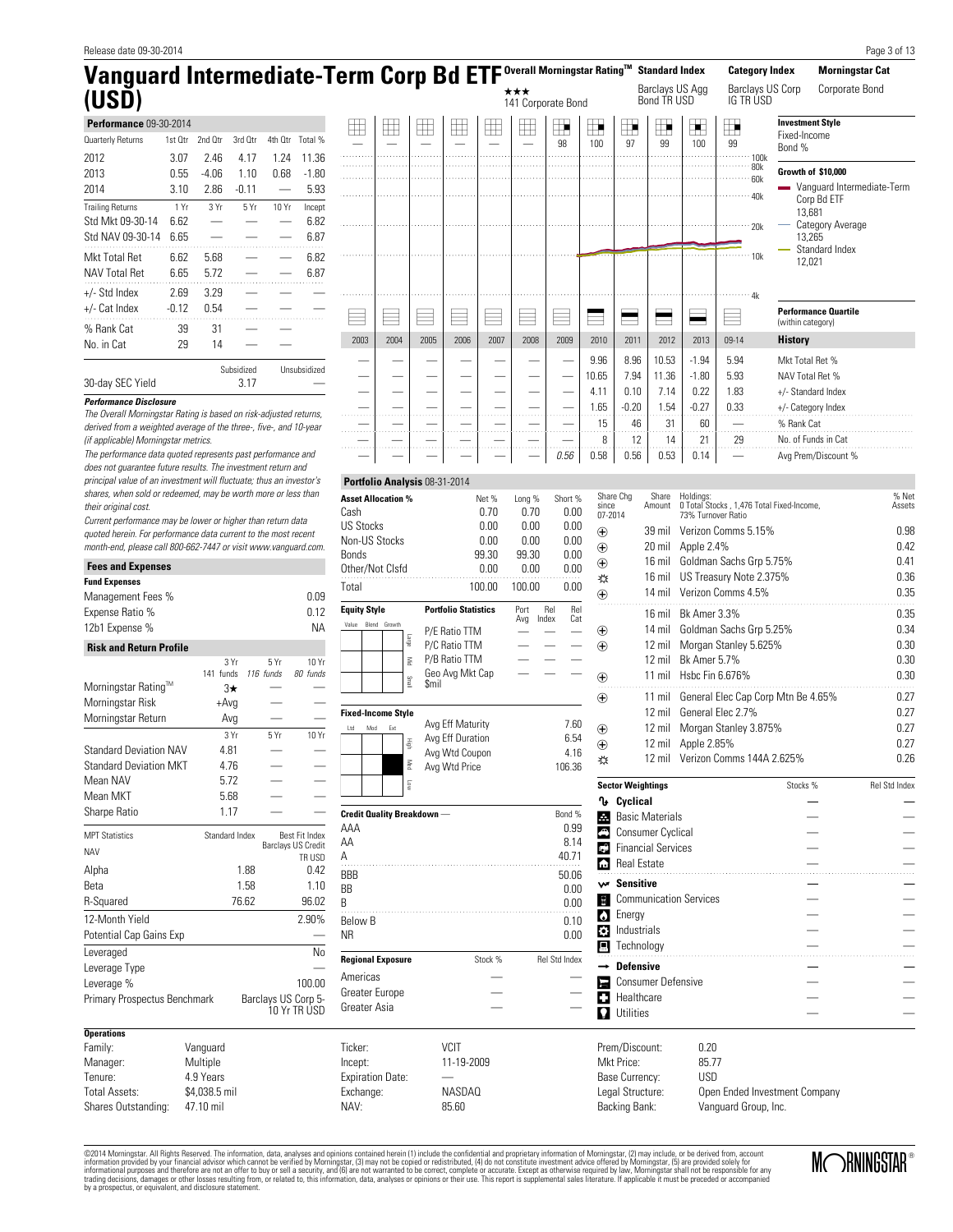# Vanguard Intermediate-Term Corp Bd ETF (USD)

| Overall Morningstar Rating™ | Standard Index | Category Index | Morningstar Cat |
|---|---|---|---|
| ★★★ 141 Corporate Bond | Barclays US Agg Bond TR USD | Barclays US Corp IG TR USD | Corporate Bond |

**Performance** 09-30-2014

| Quarterly Returns | 1st Qtr | 2nd Qtr | 3rd Qtr | 4th Qtr | Total % |
|---|---|---|---|---|---|
| 2012 | 3.07 | 2.46 | 4.17 | 1.24 | 11.36 |
| 2013 | 0.55 | -4.06 | 1.10 | 0.68 | -1.80 |
| 2014 | 3.10 | 2.86 | -0.11 | — | 5.93 |

| Trailing Returns | 1 Yr | 3 Yr | 5 Yr | 10 Yr | Incept |
|---|---|---|---|---|---|
| Std Mkt 09-30-14 | 6.62 | — | — | — | 6.82 |
| Std NAV 09-30-14 | 6.65 | — | — | — | 6.87 |
| Mkt Total Ret | 6.62 | 5.68 | — | — | 6.82 |
| NAV Total Ret | 6.65 | 5.72 | — | — | 6.87 |
| +/- Std Index | 2.69 | 3.29 | — | — | — |
| +/- Cat Index | -0.12 | 0.54 | — | — | — |
| % Rank Cat | 39 | 31 | — | — | |
| No. in Cat | 29 | 14 | — | — | |

| | Subsidized | Unsubsidized |
|---|---|---|
| 30-day SEC Yield | 3.17 | — |

***Performance Disclosure***

*The Overall Morningstar Rating is based on risk-adjusted returns, derived from a weighted average of the three-, five-, and 10-year (if applicable) Morningstar metrics.*

*The performance data quoted represents past performance and does not guarantee future results. The investment return and principal value of an investment will fluctuate; thus an investor's shares, when sold or redeemed, may be worth more or less than their original cost.*

*Current performance may be lower or higher than return data quoted herein. For performance data current to the most recent month-end, please call 800-662-7447 or visit www.vanguard.com.*

**Investment Style** — Fixed-Income Bond %

| 2003 | 2004 | 2005 | 2006 | 2007 | 2008 | 2009 | 2010 | 2011 | 2012 | 2013 | 09-14 |
|---|---|---|---|---|---|---|---|---|---|---|---|
| — | — | — | — | — | — | 98 | 100 | 97 | 99 | 100 | 99 |

**Growth of $10,000**
- Vanguard Intermediate-Term Corp Bd ETF 13,681
- Category Average 13,265
- Standard Index 12,021

**Performance Quartile** (within category)

| History | 2003 | 2004 | 2005 | 2006 | 2007 | 2008 | 2009 | 2010 | 2011 | 2012 | 2013 | 09-14 |
|---|---|---|---|---|---|---|---|---|---|---|---|---|
| Mkt Total Ret % | — | — | — | — | — | — | — | 9.96 | 8.96 | 10.53 | -1.94 | 5.94 |
| NAV Total Ret % | — | — | — | — | — | — | — | 10.65 | 7.94 | 11.36 | -1.80 | 5.93 |
| +/- Standard Index | — | — | — | — | — | — | — | 4.11 | 0.10 | 7.14 | 0.22 | 1.83 |
| +/- Category Index | — | — | — | — | — | — | — | 1.65 | -0.20 | 1.54 | -0.27 | 0.33 |
| % Rank Cat | — | — | — | — | — | — | — | 15 | 46 | 31 | 60 | — |
| No. of Funds in Cat | — | — | — | — | — | — | — | 8 | 12 | 14 | 21 | 29 |
| Avg Prem/Discount % | — | — | — | — | — | — | 0.56 | 0.58 | 0.56 | 0.53 | 0.14 | — |

**Fees and Expenses**

**Fund Expenses**

| | |
|---|---|
| Management Fees % | 0.09 |
| Expense Ratio % | 0.12 |
| 12b1 Expense % | NA |

**Risk and Return Profile**

| | 3 Yr 141 funds | 5 Yr 116 funds | 10 Yr 80 funds |
|---|---|---|---|
| Morningstar Rating™ | 3★ | — | — |
| Morningstar Risk | +Avg | — | — |
| Morningstar Return | Avg | — | — |

| | 3 Yr | 5 Yr | 10 Yr |
|---|---|---|---|
| Standard Deviation NAV | 4.81 | — | — |
| Standard Deviation MKT | 4.76 | — | — |
| Mean NAV | 5.72 | — | — |
| Mean MKT | 5.68 | — | — |
| Sharpe Ratio | 1.17 | — | — |

| MPT Statistics NAV | Standard Index | Best Fit Index Barclays US Credit TR USD |
|---|---|---|
| Alpha | 1.88 | 0.42 |
| Beta | 1.58 | 1.10 |
| R-Squared | 76.62 | 96.02 |

| | |
|---|---|
| 12-Month Yield | 2.90% |
| Potential Cap Gains Exp | — |
| Leveraged | No |
| Leverage Type | — |
| Leverage % | 100.00 |
| Primary Prospectus Benchmark | Barclays US Corp 5-10 Yr TR USD |

**Portfolio Analysis** 08-31-2014

| Asset Allocation % | Net % | Long % | Short % |
|---|---|---|---|
| Cash | 0.70 | 0.70 | 0.00 |
| US Stocks | 0.00 | 0.00 | 0.00 |
| Non-US Stocks | 0.00 | 0.00 | 0.00 |
| Bonds | 99.30 | 99.30 | 0.00 |
| Other/Not Clsfd | 0.00 | 0.00 | 0.00 |
| Total | 100.00 | 100.00 | 0.00 |

**Equity Style**

| Portfolio Statistics | Port Avg | Rel Index | Rel Cat |
|---|---|---|---|
| P/E Ratio TTM | — | — | — |
| P/C Ratio TTM | — | — | — |
| P/B Ratio TTM | — | — | — |
| Geo Avg Mkt Cap $mil | — | — | — |

**Fixed-Income Style**

| | |
|---|---|
| Avg Eff Maturity | 7.60 |
| Avg Eff Duration | 6.54 |
| Avg Wtd Coupon | 4.16 |
| Avg Wtd Price | 106.36 |

| Credit Quality Breakdown — | Bond % |
|---|---|
| AAA | 0.99 |
| AA | 8.14 |
| A | 40.71 |
| BBB | 50.06 |
| BB | 0.00 |
| B | 0.00 |
| Below B | 0.10 |
| NR | 0.00 |

| Regional Exposure | Stock % | Rel Std Index |
|---|---|---|
| Americas | — | — |
| Greater Europe | — | — |
| Greater Asia | — | — |

| Share Chg since 07-2014 | Share Amount | Holdings: 0 Total Stocks , 1,476 Total Fixed-Income, 73% Turnover Ratio | % Net Assets |
|---|---|---|---|
| ⊕ | 39 mil | Verizon Comms 5.15% | 0.98 |
| ⊕ | 20 mil | Apple 2.4% | 0.42 |
| ⊕ | 16 mil | Goldman Sachs Grp 5.75% | 0.41 |
| ☼ | 16 mil | US Treasury Note 2.375% | 0.36 |
| ⊕ | 14 mil | Verizon Comms 4.5% | 0.35 |
| | 16 mil | Bk Amer 3.3% | 0.35 |
| ⊕ | 14 mil | Goldman Sachs Grp 5.25% | 0.34 |
| ⊕ | 12 mil | Morgan Stanley 5.625% | 0.30 |
| | 12 mil | Bk Amer 5.7% | 0.30 |
| ⊕ | 11 mil | Hsbc Fin 6.676% | 0.30 |
| ⊕ | 11 mil | General Elec Cap Corp Mtn Be 4.65% | 0.27 |
| | 12 mil | General Elec 2.7% | 0.27 |
| ⊕ | 12 mil | Morgan Stanley 3.875% | 0.27 |
| ⊕ | 12 mil | Apple 2.85% | 0.27 |
| ☼ | 12 mil | Verizon Comms 144A 2.625% | 0.26 |

| Sector Weightings | Stocks % | Rel Std Index |
|---|---|---|
| **Cyclical** | — | — |
| Basic Materials | — | — |
| Consumer Cyclical | — | — |
| Financial Services | — | — |
| Real Estate | — | — |
| **Sensitive** | — | — |
| Communication Services | — | — |
| Energy | — | — |
| Industrials | — | — |
| Technology | — | — |
| **Defensive** | — | — |
| Consumer Defensive | — | — |
| Healthcare | — | — |
| Utilities | — | — |

**Operations**

| | | | | | |
|---|---|---|---|---|---|
| Family: | Vanguard | Ticker: | VCIT | Prem/Discount: | 0.20 |
| Manager: | Multiple | Incept: | 11-19-2009 | Mkt Price: | 85.77 |
| Tenure: | 4.9 Years | Expiration Date: | — | Base Currency: | USD |
| Total Assets: | $4,038.5 mil | Exchange: | NASDAQ | Legal Structure: | Open Ended Investment Company |
| Shares Outstanding: | 47.10 mil | NAV: | 85.60 | Backing Bank: | Vanguard Group, Inc. |

©2014 Morningstar. All Rights Reserved. The information, data, analyses and opinions contained herein (1) include the confidential and proprietary information of Morningstar, (2) may include, or be derived from, account information provided by your financial advisor which cannot be verified by Morningstar, (3) may not be copied or redistributed, (4) do not constitute investment advice offered by Morningstar, (5) are provided solely for informational purposes and therefore are not an offer to buy or sell a security, and (6) are not warranted to be correct, complete or accurate. Except as otherwise required by law, Morningstar shall not be responsible for any trading decisions, damages or other losses resulting from, or related to, this information, data, analyses or opinions or their use. This report is supplemental sales literature. If applicable it must be preceded or accompanied by a prospectus, or equivalent, and disclosure statement.

MORNINGSTAR®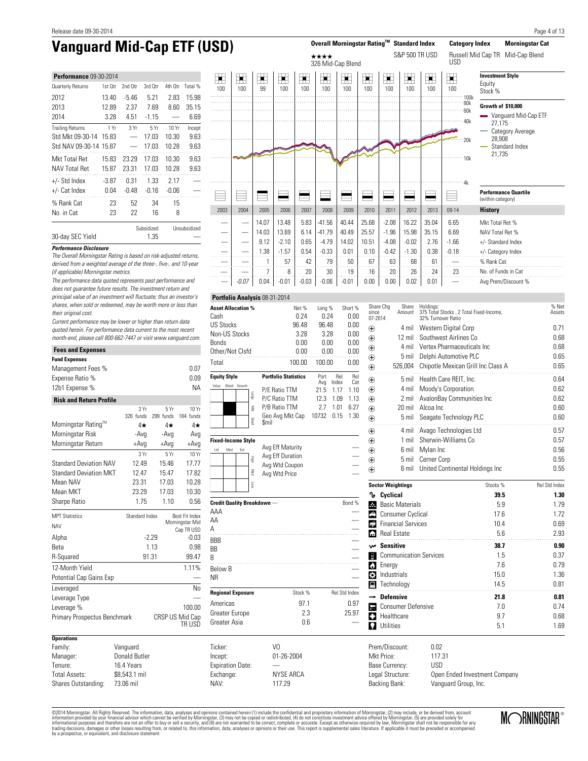# Vanguard Mid-Cap ETF (USD)

| Overall Morningstar Rating™ | Standard Index | Category Index | Morningstar Cat |
|---|---|---|---|
| ★★★★ 326 Mid-Cap Blend | S&P 500 TR USD | Russell Mid Cap TR USD | Mid-Cap Blend |

## Performance 09-30-2014

| Quarterly Returns | 1st Qtr | 2nd Qtr | 3rd Qtr | 4th Qtr | Total % |
|---|---|---|---|---|---|
| 2012 | 13.40 | -5.46 | 5.21 | 2.83 | 15.98 |
| 2013 | 12.89 | 2.37 | 7.69 | 8.60 | 35.15 |
| 2014 | 3.28 | 4.51 | -1.15 | — | 6.69 |

| Trailing Returns | 1 Yr | 3 Yr | 5 Yr | 10 Yr | Incept |
|---|---|---|---|---|---|
| Std Mkt 09-30-14 | 15.83 | — | 17.03 | 10.30 | 9.63 |
| Std NAV 09-30-14 | 15.87 | — | 17.03 | 10.28 | 9.63 |
| Mkt Total Ret | 15.83 | 23.29 | 17.03 | 10.30 | 9.63 |
| NAV Total Ret | 15.87 | 23.31 | 17.03 | 10.28 | 9.63 |
| +/- Std Index | -3.87 | 0.31 | 1.33 | 2.17 | — |
| +/- Cat Index | 0.04 | -0.48 | -0.16 | -0.06 | — |
| % Rank Cat | 23 | 52 | 34 | 15 | |
| No. in Cat | 23 | 22 | 16 | 8 | |

| | Subsidized | Unsubsidized |
|---|---|---|
| 30-day SEC Yield | 1.35 | — |

### Performance Disclosure

*The Overall Morningstar Rating is based on risk-adjusted returns, derived from a weighted average of the three-, five-, and 10-year (if applicable) Morningstar metrics.*

*The performance data quoted represents past performance and does not guarantee future results. The investment return and principal value of an investment will fluctuate; thus an investor's shares, when sold or redeemed, may be worth more or less than their original cost.*

*Current performance may be lower or higher than return data quoted herein. For performance data current to the most recent month-end, please call 800-662-7447 or visit www.vanguard.com.*

## Fees and Expenses

**Fund Expenses**

| | |
|---|---|
| Management Fees % | 0.07 |
| Expense Ratio % | 0.09 |
| 12b1 Expense % | NA |

## Risk and Return Profile

| | 3 Yr (326 funds) | 5 Yr (299 funds) | 10 Yr (184 funds) |
|---|---|---|---|
| Morningstar Rating™ | 4★ | 4★ | 4★ |
| Morningstar Risk | -Avg | -Avg | Avg |
| Morningstar Return | +Avg | +Avg | +Avg |

| | 3 Yr | 5 Yr | 10 Yr |
|---|---|---|---|
| Standard Deviation NAV | 12.49 | 15.46 | 17.77 |
| Standard Deviation MKT | 12.47 | 15.47 | 17.82 |
| Mean NAV | 23.31 | 17.03 | 10.28 |
| Mean MKT | 23.29 | 17.03 | 10.30 |
| Sharpe Ratio | 1.75 | 1.10 | 0.56 |

| MPT Statistics NAV | Standard Index | Best Fit Index Morningstar Mid Cap TR USD |
|---|---|---|
| Alpha | -2.29 | -0.03 |
| Beta | 1.13 | 0.98 |
| R-Squared | 91.31 | 99.47 |

| | |
|---|---|
| 12-Month Yield | 1.11% |
| Potential Cap Gains Exp | — |
| Leveraged | No |
| Leverage Type | — |
| Leverage % | 100.00 |
| Primary Prospectus Benchmark | CRSP US Mid Cap TR USD |

## Investment Style / Growth of $10,000

Investment Style — Equity Stock %: 100, 100, 99, 100, 100, 100, 100, 100, 100, 100, 100, 100

Growth of $10,000
- Vanguard Mid-Cap ETF 27,175
- Category Average 28,908
- Standard Index 21,735

Performance Quartile (within category)

## History

| | 2003 | 2004 | 2005 | 2006 | 2007 | 2008 | 2009 | 2010 | 2011 | 2012 | 2013 | 09-14 |
|---|---|---|---|---|---|---|---|---|---|---|---|---|
| Mkt Total Ret % | — | — | 14.07 | 13.48 | 5.83 | -41.56 | 40.44 | 25.68 | -2.08 | 16.22 | 35.04 | 6.65 |
| NAV Total Ret % | — | — | 14.03 | 13.69 | 6.14 | -41.79 | 40.49 | 25.57 | -1.96 | 15.98 | 35.15 | 6.69 |
| +/- Standard Index | — | — | 9.12 | -2.10 | 0.65 | -4.79 | 14.02 | 10.51 | -4.08 | -0.02 | 2.76 | -1.66 |
| +/- Category Index | — | — | 1.38 | -1.57 | 0.54 | -0.33 | 0.01 | 0.10 | -0.42 | -1.30 | 0.38 | -0.18 |
| % Rank Cat | — | — | 1 | 57 | 42 | 79 | 50 | 67 | 63 | 68 | 61 | — |
| No. of Funds in Cat | — | — | 7 | 8 | 20 | 30 | 19 | 16 | 20 | 26 | 24 | 23 |
| Avg Prem/Discount % | — | -0.07 | 0.04 | -0.01 | -0.03 | -0.06 | -0.01 | 0.00 | 0.00 | 0.02 | 0.01 | — |

## Portfolio Analysis 08-31-2014

| Asset Allocation % | Net % | Long % | Short % |
|---|---|---|---|
| Cash | 0.24 | 0.24 | 0.00 |
| US Stocks | 96.48 | 96.48 | 0.00 |
| Non-US Stocks | 3.28 | 3.28 | 0.00 |
| Bonds | 0.00 | 0.00 | 0.00 |
| Other/Not Clsfd | 0.00 | 0.00 | 0.00 |
| Total | 100.00 | 100.00 | 0.00 |

**Equity Style** (Mid Blend)

| Portfolio Statistics | Port Avg | Rel Index | Rel Cat |
|---|---|---|---|
| P/E Ratio TTM | 21.5 | 1.17 | 1.10 |
| P/C Ratio TTM | 12.3 | 1.09 | 1.13 |
| P/B Ratio TTM | 2.7 | 1.01 | 6.27 |
| Geo Avg Mkt Cap $mil | 10732 | 0.15 | 1.30 |

**Fixed-Income Style**

| | |
|---|---|
| Avg Eff Maturity | — |
| Avg Eff Duration | — |
| Avg Wtd Coupon | — |
| Avg Wtd Price | — |

| Credit Quality Breakdown — | Bond % |
|---|---|
| AAA | — |
| AA | — |
| A | — |
| BBB | — |
| BB | — |
| B | — |
| Below B | — |
| NR | — |

| Regional Exposure | Stock % | Rel Std Index |
|---|---|---|
| Americas | 97.1 | 0.97 |
| Greater Europe | 2.3 | 25.97 |
| Greater Asia | 0.6 | — |

| Share Chg since 07-2014 | Share Amount | Holdings: 375 Total Stocks , 2 Total Fixed-Income, 32% Turnover Ratio | % Net Assets |
|---|---|---|---|
| ⊕ | 4 mil | Western Digital Corp | 0.71 |
| ⊕ | 12 mil | Southwest Airlines Co | 0.68 |
| ⊕ | 4 mil | Vertex Pharmaceuticals Inc | 0.68 |
| ⊕ | 5 mil | Delphi Automotive PLC | 0.65 |
| ⊕ | 526,004 | Chipotle Mexican Grill Inc Class A | 0.65 |
| ⊕ | 5 mil | Health Care REIT, Inc. | 0.64 |
| ⊕ | 4 mil | Moody's Corporation | 0.62 |
| ⊕ | 2 mil | AvalonBay Communities Inc | 0.62 |
| ⊕ | 20 mil | Alcoa Inc | 0.60 |
| ⊕ | 5 mil | Seagate Technology PLC | 0.60 |
| ⊕ | 4 mil | Avago Technologies Ltd | 0.57 |
| ⊕ | 1 mil | Sherwin-Williams Co | 0.57 |
| ⊕ | 6 mil | Mylan Inc | 0.56 |
| ⊕ | 5 mil | Cerner Corp | 0.55 |
| ⊕ | 6 mil | United Continental Holdings Inc | 0.55 |

| Sector Weightings | Stocks % | Rel Std Index |
|---|---|---|
| **Cyclical** | **39.5** | **1.30** |
| Basic Materials | 5.9 | 1.79 |
| Consumer Cyclical | 17.6 | 1.72 |
| Financial Services | 10.4 | 0.69 |
| Real Estate | 5.6 | 2.93 |
| **Sensitive** | **38.7** | **0.90** |
| Communication Services | 1.5 | 0.37 |
| Energy | 7.6 | 0.79 |
| Industrials | 15.0 | 1.36 |
| Technology | 14.5 | 0.81 |
| **Defensive** | **21.8** | **0.81** |
| Consumer Defensive | 7.0 | 0.74 |
| Healthcare | 9.7 | 0.68 |
| Utilities | 5.1 | 1.69 |

## Operations

| | |
|---|---|
| Family: | Vanguard |
| Manager: | Donald Butler |
| Tenure: | 16.4 Years |
| Total Assets: | $8,543.1 mil |
| Shares Outstanding: | 73.06 mil |
| Ticker: | VO |
| Incept: | 01-26-2004 |
| Expiration Date: | — |
| Exchange: | NYSE ARCA |
| NAV: | 117.29 |
| Prem/Discount: | 0.02 |
| Mkt Price: | 117.31 |
| Base Currency: | USD |
| Legal Structure: | Open Ended Investment Company |
| Backing Bank: | Vanguard Group, Inc. |

©2014 Morningstar. All Rights Reserved. The information, data, analyses and opinions contained herein (1) include the confidential and proprietary information of Morningstar, (2) may include, or be derived from, account information provided by your financial advisor which cannot be verified by Morningstar, (3) may not be copied or redistributed, (4) do not constitute investment advice offered by Morningstar, (5) are provided solely for informational purposes and therefore are not an offer to buy or sell a security, and (6) are not warranted to be correct, complete or accurate. Except as otherwise required by law, Morningstar shall not be responsible for any trading decisions, damages or other losses resulting from, or related to, this information, data, analyses or opinions or their use. This report is supplemental sales literature. If applicable it must be preceded or accompanied by a prospectus, or equivalent, and disclosure statement.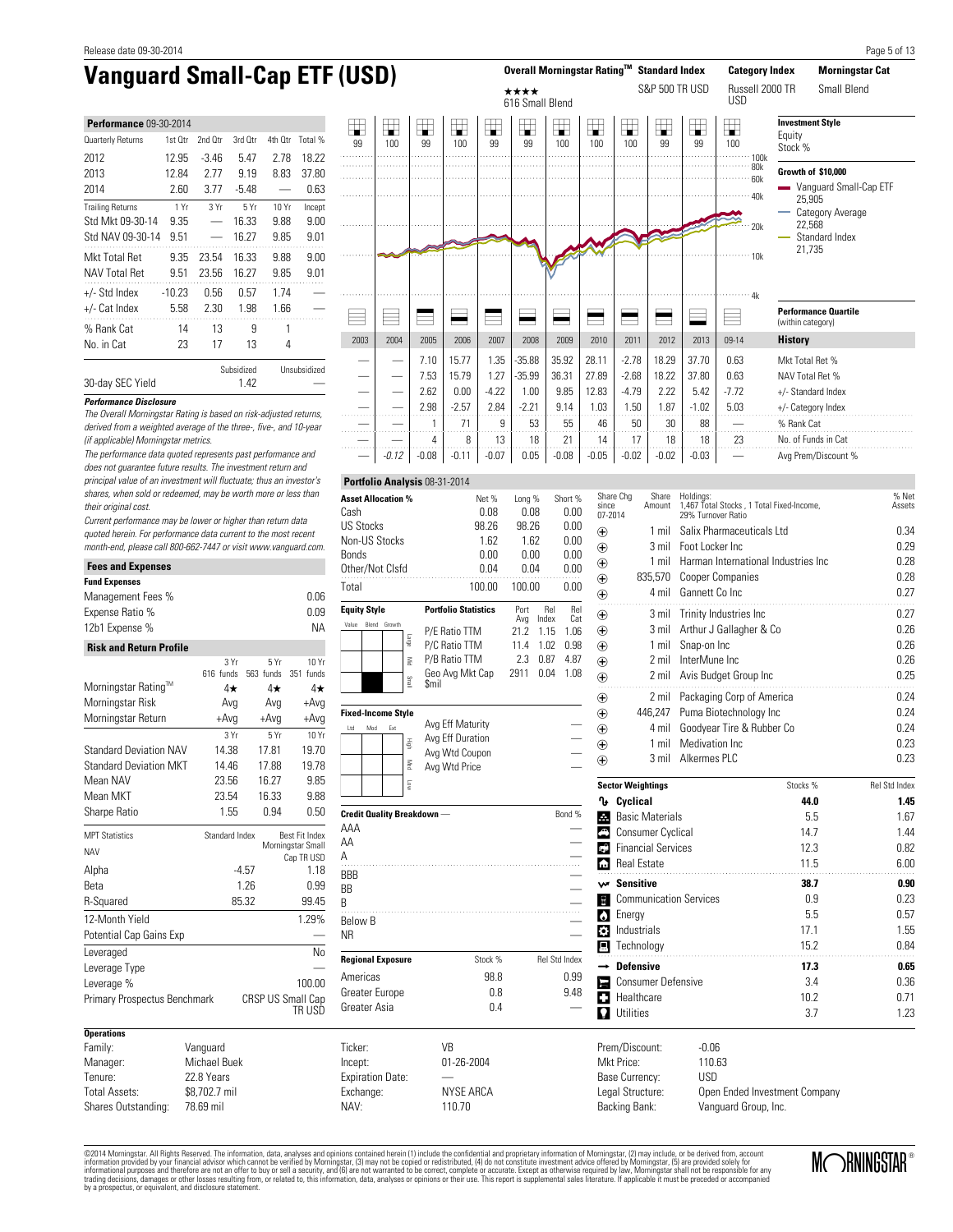# Vanguard Small-Cap ETF (USD)

| Overall Morningstar Rating™ | Standard Index | Category Index | Morningstar Cat |
|---|---|---|---|
| ★★★★ 616 Small Blend | S&P 500 TR USD | Russell 2000 TR USD | Small Blend |

## Performance 09-30-2014

| Quarterly Returns | 1st Qtr | 2nd Qtr | 3rd Qtr | 4th Qtr | Total % |
|---|---|---|---|---|---|
| 2012 | 12.95 | -3.46 | 5.47 | 2.78 | 18.22 |
| 2013 | 12.84 | 2.77 | 9.19 | 8.83 | 37.80 |
| 2014 | 2.60 | 3.77 | -5.48 | — | 0.63 |

| Trailing Returns | 1 Yr | 3 Yr | 5 Yr | 10 Yr | Incept |
|---|---|---|---|---|---|
| Std Mkt 09-30-14 | 9.35 | — | 16.33 | 9.88 | 9.00 |
| Std NAV 09-30-14 | 9.51 | — | 16.27 | 9.85 | 9.01 |
| Mkt Total Ret | 9.35 | 23.54 | 16.33 | 9.88 | 9.00 |
| NAV Total Ret | 9.51 | 23.56 | 16.27 | 9.85 | 9.01 |
| +/- Std Index | -10.23 | 0.56 | 0.57 | 1.74 | — |
| +/- Cat Index | 5.58 | 2.30 | 1.98 | 1.66 | — |
| % Rank Cat | 14 | 13 | 9 | 1 | |
| No. in Cat | 23 | 17 | 13 | 4 | |

| | Subsidized | Unsubsidized |
|---|---|---|
| 30-day SEC Yield | 1.42 | — |

**Performance Disclosure**

*The Overall Morningstar Rating is based on risk-adjusted returns, derived from a weighted average of the three-, five-, and 10-year (if applicable) Morningstar metrics.*

*The performance data quoted represents past performance and does not guarantee future results. The investment return and principal value of an investment will fluctuate; thus an investor's shares, when sold or redeemed, may be worth more or less than their original cost.*

*Current performance may be lower or higher than return data quoted herein. For performance data current to the most recent month-end, please call 800-662-7447 or visit www.vanguard.com.*

## Fees and Expenses

**Fund Expenses**

| | |
|---|---|
| Management Fees % | 0.06 |
| Expense Ratio % | 0.09 |
| 12b1 Expense % | NA |

## Risk and Return Profile

| | 3 Yr 616 funds | 5 Yr 563 funds | 10 Yr 351 funds |
|---|---|---|---|
| Morningstar Rating™ | 4★ | 4★ | 4★ |
| Morningstar Risk | Avg | Avg | +Avg |
| Morningstar Return | +Avg | +Avg | +Avg |

| | 3 Yr | 5 Yr | 10 Yr |
|---|---|---|---|
| Standard Deviation NAV | 14.38 | 17.81 | 19.70 |
| Standard Deviation MKT | 14.46 | 17.88 | 19.78 |
| Mean NAV | 23.56 | 16.27 | 9.85 |
| Mean MKT | 23.54 | 16.33 | 9.88 |
| Sharpe Ratio | 1.55 | 0.94 | 0.50 |

| MPT Statistics NAV | Standard Index | Best Fit Index Morningstar Small Cap TR USD |
|---|---|---|
| Alpha | -4.57 | 1.18 |
| Beta | 1.26 | 0.99 |
| R-Squared | 85.32 | 99.45 |

| | |
|---|---|
| 12-Month Yield | 1.29% |
| Potential Cap Gains Exp | — |
| Leveraged | No |
| Leverage Type | — |
| Leverage % | 100.00 |
| Primary Prospectus Benchmark | CRSP US Small Cap TR USD |

## Investment Style

| | 2003 | 2004 | 2005 | 2006 | 2007 | 2008 | 2009 | 2010 | 2011 | 2012 | 2013 | 09-14 |
|---|---|---|---|---|---|---|---|---|---|---|---|---|
| Equity Stock % | 99 | 100 | 99 | 100 | 99 | 99 | 100 | 100 | 100 | 99 | 99 | 100 |

**Growth of $10,000**
- Vanguard Small-Cap ETF 25,905
- Category Average 22,568
- Standard Index 21,735

**Performance Quartile** (within category)

## History

| | 2003 | 2004 | 2005 | 2006 | 2007 | 2008 | 2009 | 2010 | 2011 | 2012 | 2013 | 09-14 |
|---|---|---|---|---|---|---|---|---|---|---|---|---|
| Mkt Total Ret % | — | — | 7.10 | 15.77 | 1.35 | -35.88 | 35.92 | 28.11 | -2.78 | 18.29 | 37.70 | 0.63 |
| NAV Total Ret % | — | — | 7.53 | 15.79 | 1.27 | -35.99 | 36.31 | 27.89 | -2.68 | 18.22 | 37.80 | 0.63 |
| +/- Standard Index | — | — | 2.62 | 0.00 | -4.22 | 1.00 | 9.85 | 12.83 | -4.79 | 2.22 | 5.42 | -7.72 |
| +/- Category Index | — | — | 2.98 | -2.57 | 2.84 | -2.21 | 9.14 | 1.03 | 1.50 | 1.87 | -1.02 | 5.03 |
| % Rank Cat | — | — | 1 | 71 | 9 | 53 | 55 | 46 | 50 | 30 | 88 | — |
| No. of Funds in Cat | — | — | 4 | 8 | 13 | 18 | 21 | 14 | 17 | 18 | 18 | 23 |
| Avg Prem/Discount % | — | *-0.12* | -0.08 | -0.11 | -0.07 | 0.05 | -0.08 | -0.05 | -0.02 | -0.02 | -0.03 | — |

## Portfolio Analysis 08-31-2014

| Asset Allocation % | Net % | Long % | Short % |
|---|---|---|---|
| Cash | 0.08 | 0.08 | 0.00 |
| US Stocks | 98.26 | 98.26 | 0.00 |
| Non-US Stocks | 1.62 | 1.62 | 0.00 |
| Bonds | 0.00 | 0.00 | 0.00 |
| Other/Not Clsfd | 0.04 | 0.04 | 0.00 |
| Total | 100.00 | 100.00 | 0.00 |

**Equity Style**: Small Blend

| Portfolio Statistics | Port Avg | Rel Index | Rel Cat |
|---|---|---|---|
| P/E Ratio TTM | 21.2 | 1.15 | 1.06 |
| P/C Ratio TTM | 11.4 | 1.02 | 0.98 |
| P/B Ratio TTM | 2.3 | 0.87 | 4.87 |
| Geo Avg Mkt Cap $mil | 2911 | 0.04 | 1.08 |

**Fixed-Income Style**

| | |
|---|---|
| Avg Eff Maturity | — |
| Avg Eff Duration | — |
| Avg Wtd Coupon | — |
| Avg Wtd Price | — |

| Credit Quality Breakdown — | Bond % |
|---|---|
| AAA | — |
| AA | — |
| A | — |
| BBB | — |
| BB | — |
| B | — |
| Below B | — |
| NR | — |

| Regional Exposure | Stock % | Rel Std Index |
|---|---|---|
| Americas | 98.8 | 0.99 |
| Greater Europe | 0.8 | 9.48 |
| Greater Asia | 0.4 | — |

| Share Chg since 07-2014 | Share Amount | Holdings: 1,467 Total Stocks , 1 Total Fixed-Income, 29% Turnover Ratio | % Net Assets |
|---|---|---|---|
| ⊕ | 1 mil | Salix Pharmaceuticals Ltd | 0.34 |
| ⊕ | 3 mil | Foot Locker Inc | 0.29 |
| ⊕ | 1 mil | Harman International Industries Inc | 0.28 |
| ⊕ | 835,570 | Cooper Companies | 0.28 |
| ⊕ | 4 mil | Gannett Co Inc | 0.27 |
| ⊕ | 3 mil | Trinity Industries Inc | 0.27 |
| ⊕ | 3 mil | Arthur J Gallagher & Co | 0.26 |
| ⊕ | 1 mil | Snap-on Inc | 0.26 |
| ⊕ | 2 mil | InterMune Inc | 0.26 |
| ⊕ | 2 mil | Avis Budget Group Inc | 0.25 |
| ⊕ | 2 mil | Packaging Corp of America | 0.24 |
| ⊕ | 446,247 | Puma Biotechnology Inc | 0.24 |
| ⊕ | 4 mil | Goodyear Tire & Rubber Co | 0.24 |
| ⊕ | 1 mil | Medivation Inc | 0.23 |
| ⊕ | 3 mil | Alkermes PLC | 0.23 |

| Sector Weightings | Stocks % | Rel Std Index |
|---|---|---|
| **Cyclical** | **44.0** | **1.45** |
| Basic Materials | 5.5 | 1.67 |
| Consumer Cyclical | 14.7 | 1.44 |
| Financial Services | 12.3 | 0.82 |
| Real Estate | 11.5 | 6.00 |
| **Sensitive** | **38.7** | **0.90** |
| Communication Services | 0.9 | 0.23 |
| Energy | 5.5 | 0.57 |
| Industrials | 17.1 | 1.55 |
| Technology | 15.2 | 0.84 |
| **Defensive** | **17.3** | **0.65** |
| Consumer Defensive | 3.4 | 0.36 |
| Healthcare | 10.2 | 0.71 |
| Utilities | 3.7 | 1.23 |

## Operations

| | |
|---|---|
| Family: | Vanguard |
| Manager: | Michael Buek |
| Tenure: | 22.8 Years |
| Total Assets: | $8,702.7 mil |
| Shares Outstanding: | 78.69 mil |
| Ticker: | VB |
| Incept: | 01-26-2004 |
| Expiration Date: | — |
| Exchange: | NYSE ARCA |
| NAV: | 110.70 |
| Prem/Discount: | -0.06 |
| Mkt Price: | 110.63 |
| Base Currency: | USD |
| Legal Structure: | Open Ended Investment Company |
| Backing Bank: | Vanguard Group, Inc. |

©2014 Morningstar. All Rights Reserved. The information, data, analyses and opinions contained herein (1) include the confidential and proprietary information of Morningstar, (2) may include, or be derived from, account information provided by your financial advisor which cannot be verified by Morningstar, (3) may not be copied or redistributed, (4) do not constitute investment advice offered by Morningstar, (5) are provided solely for informational purposes and therefore are not an offer to buy or sell a security, and (6) are not warranted to be correct, complete or accurate. Except as otherwise required by law, Morningstar shall not be responsible for any trading decisions, damages or other losses resulting from, or related to, this information, data, analyses or opinions or their use. This report is supplemental sales literature. If applicable it must be preceded or accompanied by a prospectus, or equivalent, and disclosure statement.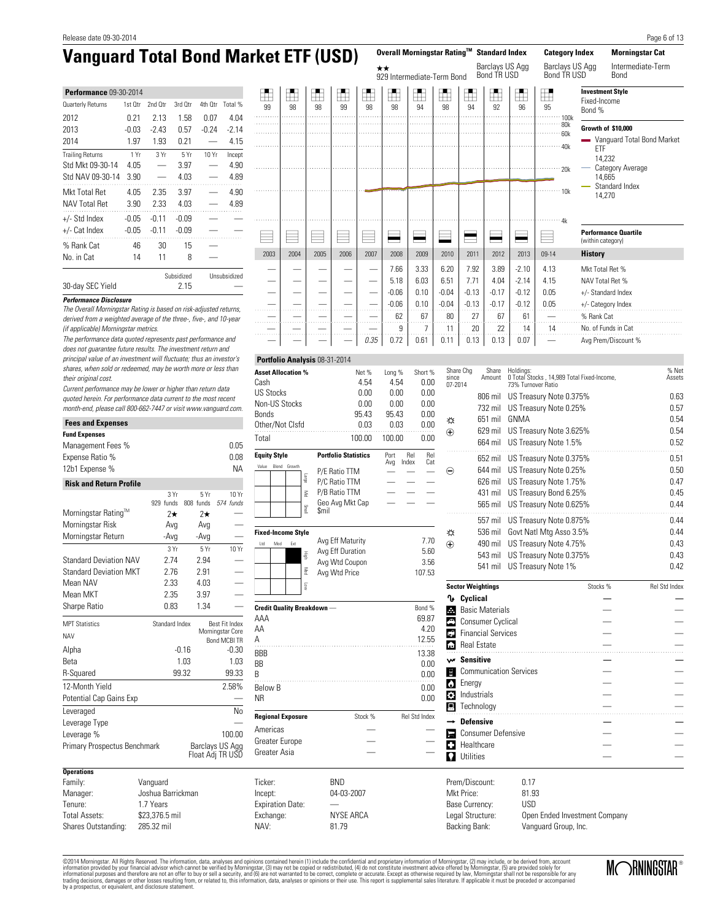# Vanguard Total Bond Market ETF (USD)

| Overall Morningstar Rating™ | Standard Index | Category Index | Morningstar Cat |
|---|---|---|---|
| ★★ 929 Intermediate-Term Bond | Barclays US Agg Bond TR USD | Barclays US Agg Bond TR USD | Intermediate-Term Bond |

### Performance 09-30-2014

| Quarterly Returns | 1st Qtr | 2nd Qtr | 3rd Qtr | 4th Qtr | Total % |
|---|---|---|---|---|---|
| 2012 | 0.21 | 2.13 | 1.58 | 0.07 | 4.04 |
| 2013 | -0.03 | -2.43 | 0.57 | -0.24 | -2.14 |
| 2014 | 1.97 | 1.93 | 0.21 | — | 4.15 |

| Trailing Returns | 1 Yr | 3 Yr | 5 Yr | 10 Yr | Incept |
|---|---|---|---|---|---|
| Std Mkt 09-30-14 | 4.05 | — | 3.97 | — | 4.90 |
| Std NAV 09-30-14 | 3.90 | — | 4.03 | — | 4.89 |
| Mkt Total Ret | 4.05 | 2.35 | 3.97 | — | 4.90 |
| NAV Total Ret | 3.90 | 2.33 | 4.03 | — | 4.89 |
| +/- Std Index | -0.05 | -0.11 | -0.09 | — | — |
| +/- Cat Index | -0.05 | -0.11 | -0.09 | — | — |
| % Rank Cat | 46 | 30 | 15 | — | |
| No. in Cat | 14 | 11 | 8 | — | |

| | Subsidized | Unsubsidized |
|---|---|---|
| 30-day SEC Yield | 2.15 | — |

***Performance Disclosure***

*The Overall Morningstar Rating is based on risk-adjusted returns, derived from a weighted average of the three-, five-, and 10-year (if applicable) Morningstar metrics.*

*The performance data quoted represents past performance and does not guarantee future results. The investment return and principal value of an investment will fluctuate; thus an investor's shares, when sold or redeemed, may be worth more or less than their original cost.*

*Current performance may be lower or higher than return data quoted herein. For performance data current to the most recent month-end, please call 800-662-7447 or visit www.vanguard.com.*

### Fees and Expenses

**Fund Expenses**

| | |
|---|---|
| Management Fees % | 0.05 |
| Expense Ratio % | 0.08 |
| 12b1 Expense % | NA |

### Risk and Return Profile

| | 3 Yr 929 funds | 5 Yr 808 funds | 10 Yr 574 funds |
|---|---|---|---|
| Morningstar Rating™ | 2★ | 2★ | — |
| Morningstar Risk | Avg | Avg | — |
| Morningstar Return | -Avg | -Avg | — |

| | 3 Yr | 5 Yr | 10 Yr |
|---|---|---|---|
| Standard Deviation NAV | 2.74 | 2.94 | — |
| Standard Deviation MKT | 2.76 | 2.91 | — |
| Mean NAV | 2.33 | 4.03 | — |
| Mean MKT | 2.35 | 3.97 | — |
| Sharpe Ratio | 0.83 | 1.34 | — |

| MPT Statistics NAV | Standard Index | Best Fit Index Morningstar Core Bond MCBI TR |
|---|---|---|
| Alpha | -0.16 | -0.30 |
| Beta | 1.03 | 1.03 |
| R-Squared | 99.32 | 99.33 |
| 12-Month Yield | | 2.58% |
| Potential Cap Gains Exp | | — |
| Leveraged | | No |
| Leverage Type | | — |
| Leverage % | | 100.00 |
| Primary Prospectus Benchmark | | Barclays US Agg Float Adj TR USD |

**Investment Style**
Fixed-Income
Bond %: 99, 98, 98, 99, 98, 98, 94, 98, 94, 92, 96, 95

**Growth of $10,000**
- Vanguard Total Bond Market ETF 14,232
- Category Average 14,665
- Standard Index 14,270

**Performance Quartile** (within category)

| History | 2003 | 2004 | 2005 | 2006 | 2007 | 2008 | 2009 | 2010 | 2011 | 2012 | 2013 | 09-14 |
|---|---|---|---|---|---|---|---|---|---|---|---|---|
| Mkt Total Ret % | — | — | — | — | — | 7.66 | 3.33 | 6.20 | 7.92 | 3.89 | -2.10 | 4.13 |
| NAV Total Ret % | — | — | — | — | — | 5.18 | 6.03 | 6.51 | 7.71 | 4.04 | -2.14 | 4.15 |
| +/- Standard Index | — | — | — | — | — | -0.06 | 0.10 | -0.04 | -0.13 | -0.17 | -0.12 | 0.05 |
| +/- Category Index | — | — | — | — | — | -0.06 | 0.10 | -0.04 | -0.13 | -0.17 | -0.12 | 0.05 |
| % Rank Cat | — | — | — | — | — | 62 | 67 | 80 | 27 | 67 | 61 | — |
| No. of Funds in Cat | — | — | — | — | — | 9 | 7 | 11 | 20 | 22 | 14 | 14 |
| Avg Prem/Discount % | — | — | — | — | 0.35 | 0.72 | 0.61 | 0.11 | 0.13 | 0.13 | 0.07 | — |

### Portfolio Analysis 08-31-2014

| Asset Allocation % | Net % | Long % | Short % |
|---|---|---|---|
| Cash | 4.54 | 4.54 | 0.00 |
| US Stocks | 0.00 | 0.00 | 0.00 |
| Non-US Stocks | 0.00 | 0.00 | 0.00 |
| Bonds | 95.43 | 95.43 | 0.00 |
| Other/Not Clsfd | 0.03 | 0.03 | 0.00 |
| Total | 100.00 | 100.00 | 0.00 |

**Equity Style**

| Portfolio Statistics | Port Avg | Rel Index | Rel Cat |
|---|---|---|---|
| P/E Ratio TTM | — | — | — |
| P/C Ratio TTM | — | — | — |
| P/B Ratio TTM | — | — | — |
| Geo Avg Mkt Cap $mil | — | — | — |

**Fixed-Income Style**

| | |
|---|---|
| Avg Eff Maturity | 7.70 |
| Avg Eff Duration | 5.60 |
| Avg Wtd Coupon | 3.56 |
| Avg Wtd Price | 107.53 |

| Credit Quality Breakdown — | Bond % |
|---|---|
| AAA | 69.87 |
| AA | 4.20 |
| A | 12.55 |
| BBB | 13.38 |
| BB | 0.00 |
| B | 0.00 |
| Below B | 0.00 |
| NR | 0.00 |

| Regional Exposure | Stock % | Rel Std Index |
|---|---|---|
| Americas | — | — |
| Greater Europe | — | — |
| Greater Asia | — | — |

| Share Chg since 07-2014 | Share Amount | Holdings: 0 Total Stocks , 14,989 Total Fixed-Income, 73% Turnover Ratio | % Net Assets |
|---|---|---|---|
| | 806 mil | US Treasury Note 0.375% | 0.63 |
| | 732 mil | US Treasury Note 0.25% | 0.57 |
| ☼ | 651 mil | GNMA | 0.54 |
| ⊕ | 629 mil | US Treasury Note 3.625% | 0.54 |
| | 664 mil | US Treasury Note 1.5% | 0.52 |
| | 652 mil | US Treasury Note 0.375% | 0.51 |
| ⊖ | 644 mil | US Treasury Note 0.25% | 0.50 |
| | 626 mil | US Treasury Note 1.75% | 0.47 |
| | 431 mil | US Treasury Bond 6.25% | 0.45 |
| | 565 mil | US Treasury Note 0.625% | 0.44 |
| | 557 mil | US Treasury Note 0.875% | 0.44 |
| ☼ | 536 mil | Govt Natl Mtg Asso 3.5% | 0.44 |
| ⊕ | 490 mil | US Treasury Note 4.75% | 0.43 |
| | 543 mil | US Treasury Note 0.375% | 0.43 |
| | 541 mil | US Treasury Note 1% | 0.42 |

| Sector Weightings | Stocks % | Rel Std Index |
|---|---|---|
| **Cyclical** | — | — |
| Basic Materials | — | — |
| Consumer Cyclical | — | — |
| Financial Services | — | — |
| Real Estate | — | — |
| **Sensitive** | — | — |
| Communication Services | — | — |
| Energy | — | — |
| Industrials | — | — |
| Technology | — | — |
| **Defensive** | — | — |
| Consumer Defensive | — | — |
| Healthcare | — | — |
| Utilities | — | — |

### Operations

| | | | | | |
|---|---|---|---|---|---|
| Family: | Vanguard | Ticker: | BND | Prem/Discount: | 0.17 |
| Manager: | Joshua Barrickman | Incept: | 04-03-2007 | Mkt Price: | 81.93 |
| Tenure: | 1.7 Years | Expiration Date: | — | Base Currency: | USD |
| Total Assets: | $23,376.5 mil | Exchange: | NYSE ARCA | Legal Structure: | Open Ended Investment Company |
| Shares Outstanding: | 285.32 mil | NAV: | 81.79 | Backing Bank: | Vanguard Group, Inc. |

©2014 Morningstar. All Rights Reserved. The information, data, analyses and opinions contained herein (1) include the confidential and proprietary information of Morningstar, (2) may include, or be derived from, account information provided by your financial advisor which cannot be verified by Morningstar, (3) may not be copied or redistributed, (4) do not constitute investment advice offered by Morningstar, (5) are provided solely for informational purposes and therefore are not an offer to buy or sell a security, and (6) are not warranted to be correct, complete or accurate. Except as otherwise required by law, Morningstar shall not be responsible for any trading decisions, damages or other losses resulting from, or related to, this information, data, analyses or opinions or their use. This report is supplemental sales literature. If applicable it must be preceded or accompanied by a prospectus, or equivalent, and disclosure statement.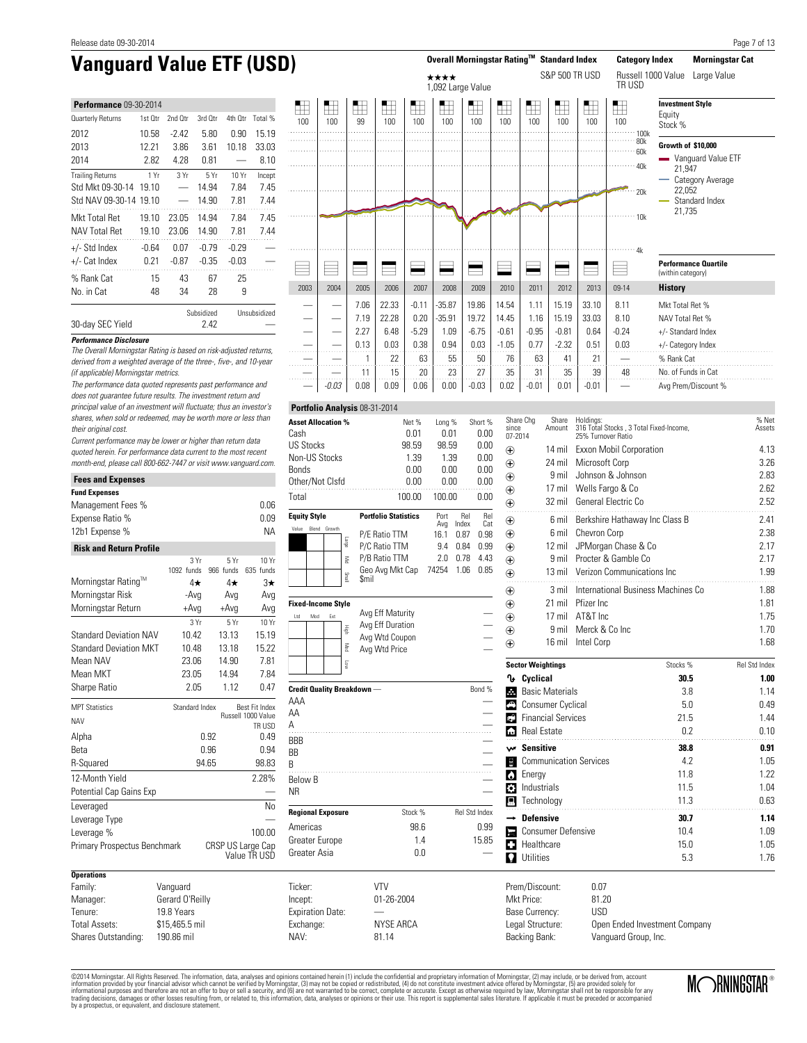Release date 09-30-2014

# Vanguard Value ETF (USD)

| Overall Morningstar Rating™ | Standard Index | Category Index | Morningstar Cat |
|---|---|---|---|
| ★★★★ 1,092 Large Value | S&P 500 TR USD | Russell 1000 Value TR USD | Large Value |

### Performance 09-30-2014

| Quarterly Returns | 1st Qtr | 2nd Qtr | 3rd Qtr | 4th Qtr | Total % |
|---|---|---|---|---|---|
| 2012 | 10.58 | -2.42 | 5.80 | 0.90 | 15.19 |
| 2013 | 12.21 | 3.86 | 3.61 | 10.18 | 33.03 |
| 2014 | 2.82 | 4.28 | 0.81 | — | 8.10 |

| Trailing Returns | 1 Yr | 3 Yr | 5 Yr | 10 Yr | Incept |
|---|---|---|---|---|---|
| Std Mkt 09-30-14 | 19.10 | — | 14.94 | 7.84 | 7.45 |
| Std NAV 09-30-14 | 19.10 | — | 14.90 | 7.81 | 7.44 |
| Mkt Total Ret | 19.10 | 23.05 | 14.94 | 7.84 | 7.45 |
| NAV Total Ret | 19.10 | 23.06 | 14.90 | 7.81 | 7.44 |
| +/- Std Index | -0.64 | 0.07 | -0.79 | -0.29 | — |
| +/- Cat Index | 0.21 | -0.87 | -0.35 | -0.03 | — |
| % Rank Cat | 15 | 43 | 67 | 25 | |
| No. in Cat | 48 | 34 | 28 | 9 | |

| | Subsidized | Unsubsidized |
|---|---|---|
| 30-day SEC Yield | 2.42 | — |

**Performance Disclosure**

*The Overall Morningstar Rating is based on risk-adjusted returns, derived from a weighted average of the three-, five-, and 10-year (if applicable) Morningstar metrics.*

*The performance data quoted represents past performance and does not guarantee future results. The investment return and principal value of an investment will fluctuate; thus an investor's shares, when sold or redeemed, may be worth more or less than their original cost.*

*Current performance may be lower or higher than return data quoted herein. For performance data current to the most recent month-end, please call 800-662-7447 or visit www.vanguard.com.*

### Fees and Expenses

**Fund Expenses**

| | |
|---|---|
| Management Fees % | 0.06 |
| Expense Ratio % | 0.09 |
| 12b1 Expense % | NA |

### Risk and Return Profile

| | 3 Yr 1092 funds | 5 Yr 966 funds | 10 Yr 635 funds |
|---|---|---|---|
| Morningstar Rating™ | 4★ | 4★ | 3★ |
| Morningstar Risk | -Avg | Avg | Avg |
| Morningstar Return | +Avg | +Avg | Avg |

| | 3 Yr | 5 Yr | 10 Yr |
|---|---|---|---|
| Standard Deviation NAV | 10.42 | 13.13 | 15.19 |
| Standard Deviation MKT | 10.48 | 13.18 | 15.22 |
| Mean NAV | 23.06 | 14.90 | 7.81 |
| Mean MKT | 23.05 | 14.94 | 7.84 |
| Sharpe Ratio | 2.05 | 1.12 | 0.47 |

| MPT Statistics NAV | Standard Index | Best Fit Index Russell 1000 Value TR USD |
|---|---|---|
| Alpha | 0.92 | 0.49 |
| Beta | 0.96 | 0.94 |
| R-Squared | 94.65 | 98.83 |

| | |
|---|---|
| 12-Month Yield | 2.28% |
| Potential Cap Gains Exp | — |
| Leveraged | No |
| Leverage Type | — |
| Leverage % | 100.00 |
| Primary Prospectus Benchmark | CRSP US Large Cap Value TR USD |

### Investment Style

| 2003 | 2004 | 2005 | 2006 | 2007 | 2008 | 2009 | 2010 | 2011 | 2012 | 2013 | 09-14 | |
|---|---|---|---|---|---|---|---|---|---|---|---|---|
| 100 | 100 | 99 | 100 | 100 | 100 | 100 | 100 | 100 | 100 | 100 | 100 | Equity Stock % |

**Growth of $10,000**
- Vanguard Value ETF 21,947
- Category Average 22,052
- Standard Index 21,735

**Performance Quartile** (within category)

### History

| 2003 | 2004 | 2005 | 2006 | 2007 | 2008 | 2009 | 2010 | 2011 | 2012 | 2013 | 09-14 | History |
|---|---|---|---|---|---|---|---|---|---|---|---|---|
| — | — | 7.06 | 22.33 | -0.11 | -35.87 | 19.86 | 14.54 | 1.11 | 15.19 | 33.10 | 8.11 | Mkt Total Ret % |
| — | — | 7.19 | 22.28 | 0.20 | -35.91 | 19.72 | 14.45 | 1.16 | 15.19 | 33.03 | 8.10 | NAV Total Ret % |
| — | — | 2.27 | 6.48 | -5.29 | 1.09 | -6.75 | -0.61 | -0.95 | -0.81 | 0.64 | -0.24 | +/- Standard Index |
| — | — | 0.13 | 0.03 | 0.38 | 0.94 | 0.03 | -1.05 | 0.77 | -2.32 | 0.51 | 0.03 | +/- Category Index |
| — | — | 1 | 22 | 63 | 55 | 50 | 76 | 63 | 41 | 21 | — | % Rank Cat |
| — | — | 11 | 15 | 20 | 23 | 27 | 35 | 31 | 35 | 39 | 48 | No. of Funds in Cat |
| — | -0.03 | 0.08 | 0.09 | 0.06 | 0.00 | -0.03 | 0.02 | -0.01 | 0.01 | -0.01 | — | Avg Prem/Discount % |

### Portfolio Analysis 08-31-2014

| Asset Allocation % | Net % | Long % | Short % |
|---|---|---|---|
| Cash | 0.01 | 0.01 | 0.00 |
| US Stocks | 98.59 | 98.59 | 0.00 |
| Non-US Stocks | 1.39 | 1.39 | 0.00 |
| Bonds | 0.00 | 0.00 | 0.00 |
| Other/Not Clsfd | 0.00 | 0.00 | 0.00 |
| Total | 100.00 | 100.00 | 0.00 |

**Equity Style**: Large Value

| Portfolio Statistics | Port Avg | Rel Index | Rel Cat |
|---|---|---|---|
| P/E Ratio TTM | 16.1 | 0.87 | 0.98 |
| P/C Ratio TTM | 9.4 | 0.84 | 0.99 |
| P/B Ratio TTM | 2.0 | 0.78 | 4.43 |
| Geo Avg Mkt Cap $mil | 74254 | 1.06 | 0.85 |

**Fixed-Income Style**

| | |
|---|---|
| Avg Eff Maturity | — |
| Avg Eff Duration | — |
| Avg Wtd Coupon | — |
| Avg Wtd Price | — |

| Credit Quality Breakdown — | Bond % |
|---|---|
| AAA | — |
| AA | — |
| A | — |
| BBB | — |
| BB | — |
| B | — |
| Below B | — |
| NR | — |

| Regional Exposure | Stock % | Rel Std Index |
|---|---|---|
| Americas | 98.6 | 0.99 |
| Greater Europe | 1.4 | 15.85 |
| Greater Asia | 0.0 | — |

| Share Chg since 07-2014 | Share Amount | Holdings: 316 Total Stocks , 3 Total Fixed-Income, 25% Turnover Ratio | % Net Assets |
|---|---|---|---|
| ⊕ | 14 mil | Exxon Mobil Corporation | 4.13 |
| ⊕ | 24 mil | Microsoft Corp | 3.26 |
| ⊕ | 9 mil | Johnson & Johnson | 2.83 |
| ⊕ | 17 mil | Wells Fargo & Co | 2.62 |
| ⊕ | 32 mil | General Electric Co | 2.52 |
| ⊕ | 6 mil | Berkshire Hathaway Inc Class B | 2.41 |
| ⊕ | 6 mil | Chevron Corp | 2.38 |
| ⊕ | 12 mil | JPMorgan Chase & Co | 2.17 |
| ⊕ | 9 mil | Procter & Gamble Co | 2.17 |
| ⊕ | 13 mil | Verizon Communications Inc | 1.99 |
| ⊕ | 3 mil | International Business Machines Co | 1.88 |
| ⊕ | 21 mil | Pfizer Inc | 1.81 |
| ⊕ | 17 mil | AT&T Inc | 1.75 |
| ⊕ | 9 mil | Merck & Co Inc | 1.70 |
| ⊕ | 16 mil | Intel Corp | 1.68 |

| Sector Weightings | Stocks % | Rel Std Index |
|---|---|---|
| **Cyclical** | **30.5** | **1.00** |
| Basic Materials | 3.8 | 1.14 |
| Consumer Cyclical | 5.0 | 0.49 |
| Financial Services | 21.5 | 1.44 |
| Real Estate | 0.2 | 0.10 |
| **Sensitive** | **38.8** | **0.91** |
| Communication Services | 4.2 | 1.05 |
| Energy | 11.8 | 1.22 |
| Industrials | 11.5 | 1.04 |
| Technology | 11.3 | 0.63 |
| **Defensive** | **30.7** | **1.14** |
| Consumer Defensive | 10.4 | 1.09 |
| Healthcare | 15.0 | 1.05 |
| Utilities | 5.3 | 1.76 |

### Operations

| | | | | | |
|---|---|---|---|---|---|
| Family: | Vanguard | Ticker: | VTV | Prem/Discount: | 0.07 |
| Manager: | Gerard O'Reilly | Incept: | 01-26-2004 | Mkt Price: | 81.20 |
| Tenure: | 19.8 Years | Expiration Date: | — | Base Currency: | USD |
| Total Assets: | $15,465.5 mil | Exchange: | NYSE ARCA | Legal Structure: | Open Ended Investment Company |
| Shares Outstanding: | 190.86 mil | NAV: | 81.14 | Backing Bank: | Vanguard Group, Inc. |

©2014 Morningstar. All Rights Reserved. The information, data, analyses and opinions contained herein (1) include the confidential and proprietary information of Morningstar, (2) may include, or be derived from, account information provided by your financial advisor which cannot be verified by Morningstar, (3) may not be copied or redistributed, (4) do not constitute investment advice offered by Morningstar, (5) are provided solely for informational purposes and therefore are not an offer to buy or sell a security, and (6) are not warranted to be correct, complete or accurate. Except as otherwise required by law, Morningstar shall not be responsible for any trading decisions, damages or other losses resulting from, or related to, this information, data, analyses or opinions or their use. This report is supplemental sales literature. If applicable it must be preceded or accompanied by a prospectus, or equivalent, and disclosure statement.

MORNINGSTAR®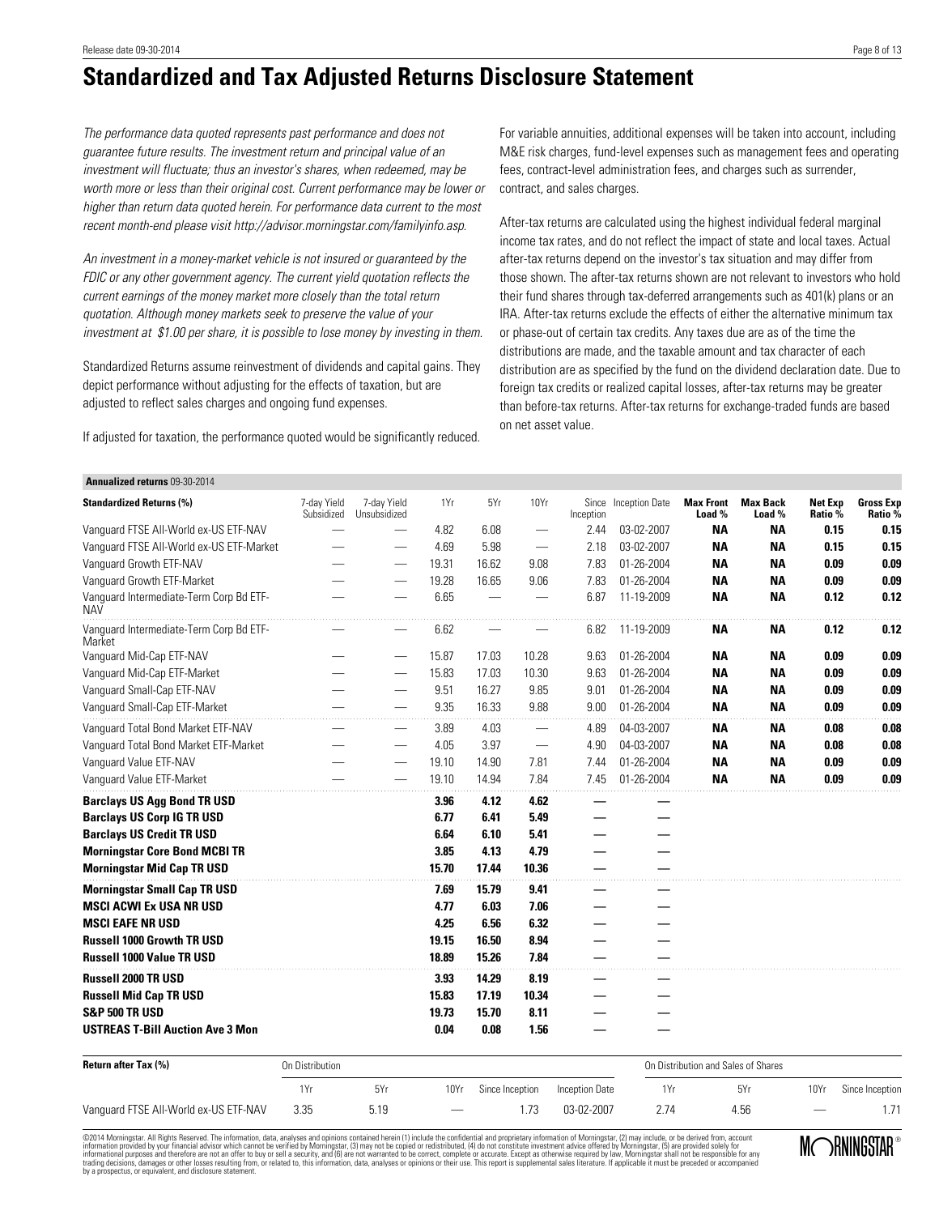# Standardized and Tax Adjusted Returns Disclosure Statement

*The performance data quoted represents past performance and does not guarantee future results. The investment return and principal value of an investment will fluctuate; thus an investor's shares, when redeemed, may be worth more or less than their original cost. Current performance may be lower or higher than return data quoted herein. For performance data current to the most recent month-end please visit http://advisor.morningstar.com/familyinfo.asp.*

*An investment in a money-market vehicle is not insured or guaranteed by the FDIC or any other government agency. The current yield quotation reflects the current earnings of the money market more closely than the total return quotation. Although money markets seek to preserve the value of your investment at $1.00 per share, it is possible to lose money by investing in them.*

Standardized Returns assume reinvestment of dividends and capital gains. They depict performance without adjusting for the effects of taxation, but are adjusted to reflect sales charges and ongoing fund expenses.

If adjusted for taxation, the performance quoted would be significantly reduced.

For variable annuities, additional expenses will be taken into account, including M&E risk charges, fund-level expenses such as management fees and operating fees, contract-level administration fees, and charges such as surrender, contract, and sales charges.

After-tax returns are calculated using the highest individual federal marginal income tax rates, and do not reflect the impact of state and local taxes. Actual after-tax returns depend on the investor's tax situation and may differ from those shown. The after-tax returns shown are not relevant to investors who hold their fund shares through tax-deferred arrangements such as 401(k) plans or an IRA. After-tax returns exclude the effects of either the alternative minimum tax or phase-out of certain tax credits. Any taxes due are as of the time the distributions are made, and the taxable amount and tax character of each distribution are as specified by the fund on the dividend declaration date. Due to foreign tax credits or realized capital losses, after-tax returns may be greater than before-tax returns. After-tax returns for exchange-traded funds are based on net asset value.

**Annualized returns** 09-30-2014

| Standardized Returns (%) | 7-day Yield Subsidized | 7-day Yield Unsubsidized | 1Yr | 5Yr | 10Yr | Since Inception | Inception Date | Max Front Load % | Max Back Load % | Net Exp Ratio % | Gross Exp Ratio % |
|---|---|---|---|---|---|---|---|---|---|---|---|
| Vanguard FTSE All-World ex-US ETF-NAV | — | — | 4.82 | 6.08 | — | 2.44 | 03-02-2007 | **NA** | **NA** | **0.15** | **0.15** |
| Vanguard FTSE All-World ex-US ETF-Market | — | — | 4.69 | 5.98 | — | 2.18 | 03-02-2007 | **NA** | **NA** | **0.15** | **0.15** |
| Vanguard Growth ETF-NAV | — | — | 19.31 | 16.62 | 9.08 | 7.83 | 01-26-2004 | **NA** | **NA** | **0.09** | **0.09** |
| Vanguard Growth ETF-Market | — | — | 19.28 | 16.65 | 9.06 | 7.83 | 01-26-2004 | **NA** | **NA** | **0.09** | **0.09** |
| Vanguard Intermediate-Term Corp Bd ETF-NAV | — | — | 6.65 | — | — | 6.87 | 11-19-2009 | **NA** | **NA** | **0.12** | **0.12** |
| Vanguard Intermediate-Term Corp Bd ETF-Market | — | — | 6.62 | — | — | 6.82 | 11-19-2009 | **NA** | **NA** | **0.12** | **0.12** |
| Vanguard Mid-Cap ETF-NAV | — | — | 15.87 | 17.03 | 10.28 | 9.63 | 01-26-2004 | **NA** | **NA** | **0.09** | **0.09** |
| Vanguard Mid-Cap ETF-Market | — | — | 15.83 | 17.03 | 10.30 | 9.63 | 01-26-2004 | **NA** | **NA** | **0.09** | **0.09** |
| Vanguard Small-Cap ETF-NAV | — | — | 9.51 | 16.27 | 9.85 | 9.01 | 01-26-2004 | **NA** | **NA** | **0.09** | **0.09** |
| Vanguard Small-Cap ETF-Market | — | — | 9.35 | 16.33 | 9.88 | 9.00 | 01-26-2004 | **NA** | **NA** | **0.09** | **0.09** |
| Vanguard Total Bond Market ETF-NAV | — | — | 3.89 | 4.03 | — | 4.89 | 04-03-2007 | **NA** | **NA** | **0.08** | **0.08** |
| Vanguard Total Bond Market ETF-Market | — | — | 4.05 | 3.97 | — | 4.90 | 04-03-2007 | **NA** | **NA** | **0.08** | **0.08** |
| Vanguard Value ETF-NAV | — | — | 19.10 | 14.90 | 7.81 | 7.44 | 01-26-2004 | **NA** | **NA** | **0.09** | **0.09** |
| Vanguard Value ETF-Market | — | — | 19.10 | 14.94 | 7.84 | 7.45 | 01-26-2004 | **NA** | **NA** | **0.09** | **0.09** |
| **Barclays US Agg Bond TR USD** | | | **3.96** | **4.12** | **4.62** | — | — | | | | |
| **Barclays US Corp IG TR USD** | | | **6.77** | **6.41** | **5.49** | — | — | | | | |
| **Barclays US Credit TR USD** | | | **6.64** | **6.10** | **5.41** | — | — | | | | |
| **Morningstar Core Bond MCBI TR** | | | **3.85** | **4.13** | **4.79** | — | — | | | | |
| **Morningstar Mid Cap TR USD** | | | **15.70** | **17.44** | **10.36** | — | — | | | | |
| **Morningstar Small Cap TR USD** | | | **7.69** | **15.79** | **9.41** | — | — | | | | |
| **MSCI ACWI Ex USA NR USD** | | | **4.77** | **6.03** | **7.06** | — | — | | | | |
| **MSCI EAFE NR USD** | | | **4.25** | **6.56** | **6.32** | — | — | | | | |
| **Russell 1000 Growth TR USD** | | | **19.15** | **16.50** | **8.94** | — | — | | | | |
| **Russell 1000 Value TR USD** | | | **18.89** | **15.26** | **7.84** | — | — | | | | |
| **Russell 2000 TR USD** | | | **3.93** | **14.29** | **8.19** | — | — | | | | |
| **Russell Mid Cap TR USD** | | | **15.83** | **17.19** | **10.34** | — | — | | | | |
| **S&P 500 TR USD** | | | **19.73** | **15.70** | **8.11** | — | — | | | | |
| **USTREAS T-Bill Auction Ave 3 Mon** | | | **0.04** | **0.08** | **1.56** | — | — | | | | |

| Return after Tax (%) | On Distribution | | | | | On Distribution and Sales of Shares | | | |
|---|---|---|---|---|---|---|---|---|---|
| | 1Yr | 5Yr | 10Yr | Since Inception | Inception Date | 1Yr | 5Yr | 10Yr | Since Inception |
| Vanguard FTSE All-World ex-US ETF-NAV | 3.35 | 5.19 | — | 1.73 | 03-02-2007 | 2.74 | 4.56 | — | 1.71 |

©2014 Morningstar. All Rights Reserved. The information, data, analyses and opinions contained herein (1) include the confidential and proprietary information of Morningstar, (2) may include, or be derived from, account information provided by your financial advisor which cannot be verified by Morningstar, (3) may not be copied or redistributed, (4) do not constitute investment advice offered by Morningstar, (5) are provided solely for informational purposes and therefore are not an offer to buy or sell a security, and (6) are not warranted to be correct, complete or accurate. Except as otherwise required by law, Morningstar shall not be responsible for any trading decisions, damages or other losses resulting from, or related to, this information, data, analyses or opinions or their use. This report is supplemental sales literature. If applicable it must be preceded or accompanied by a prospectus, or equivalent, and disclosure statement.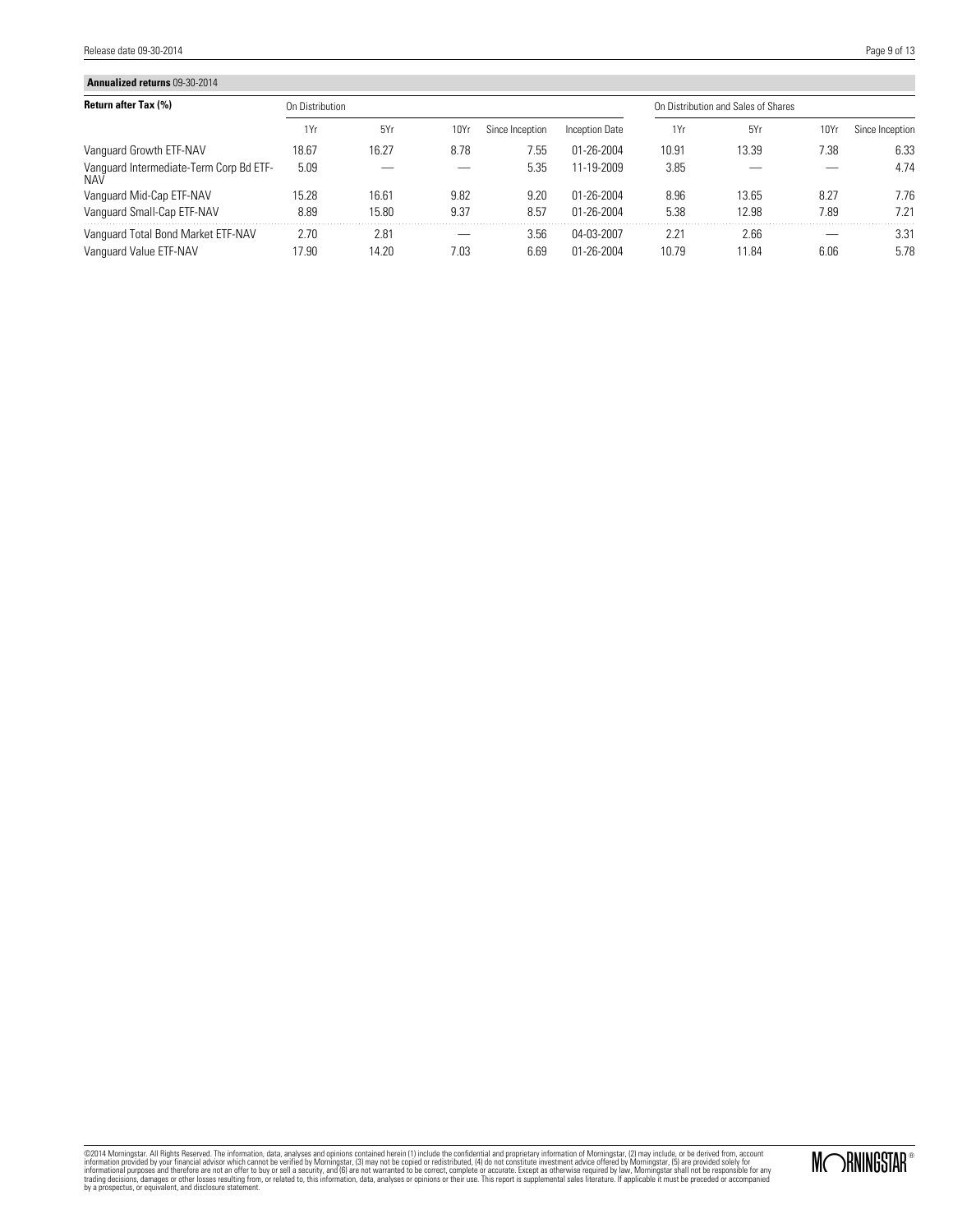**Annualized returns** 09-30-2014

| Return after Tax (%) | On Distribution | | | | | On Distribution and Sales of Shares | | | |
|---|---|---|---|---|---|---|---|---|---|
| | 1Yr | 5Yr | 10Yr | Since Inception | Inception Date | 1Yr | 5Yr | 10Yr | Since Inception |
| Vanguard Growth ETF-NAV | 18.67 | 16.27 | 8.78 | 7.55 | 01-26-2004 | 10.91 | 13.39 | 7.38 | 6.33 |
| Vanguard Intermediate-Term Corp Bd ETF-NAV | 5.09 | — | — | 5.35 | 11-19-2009 | 3.85 | — | — | 4.74 |
| Vanguard Mid-Cap ETF-NAV | 15.28 | 16.61 | 9.82 | 9.20 | 01-26-2004 | 8.96 | 13.65 | 8.27 | 7.76 |
| Vanguard Small-Cap ETF-NAV | 8.89 | 15.80 | 9.37 | 8.57 | 01-26-2004 | 5.38 | 12.98 | 7.89 | 7.21 |
| Vanguard Total Bond Market ETF-NAV | 2.70 | 2.81 | — | 3.56 | 04-03-2007 | 2.21 | 2.66 | — | 3.31 |
| Vanguard Value ETF-NAV | 17.90 | 14.20 | 7.03 | 6.69 | 01-26-2004 | 10.79 | 11.84 | 6.06 | 5.78 |

©2014 Morningstar. All Rights Reserved. The information, data, analyses and opinions contained herein (1) include the confidential and proprietary information of Morningstar, (2) may include, or be derived from, account information provided by your financial advisor which cannot be verified by Morningstar, (3) may not be copied or redistributed, (4) do not constitute investment advice offered by Morningstar, (5) are provided solely for informational purposes and therefore are not an offer to buy or sell a security, and (6) are not warranted to be correct, complete or accurate. Except as otherwise required by law, Morningstar shall not be responsible for any trading decisions, damages or other losses resulting from, or related to, this information, data, analyses or opinions or their use. This report is supplemental sales literature. If applicable it must be preceded or accompanied by a prospectus, or equivalent, and disclosure statement.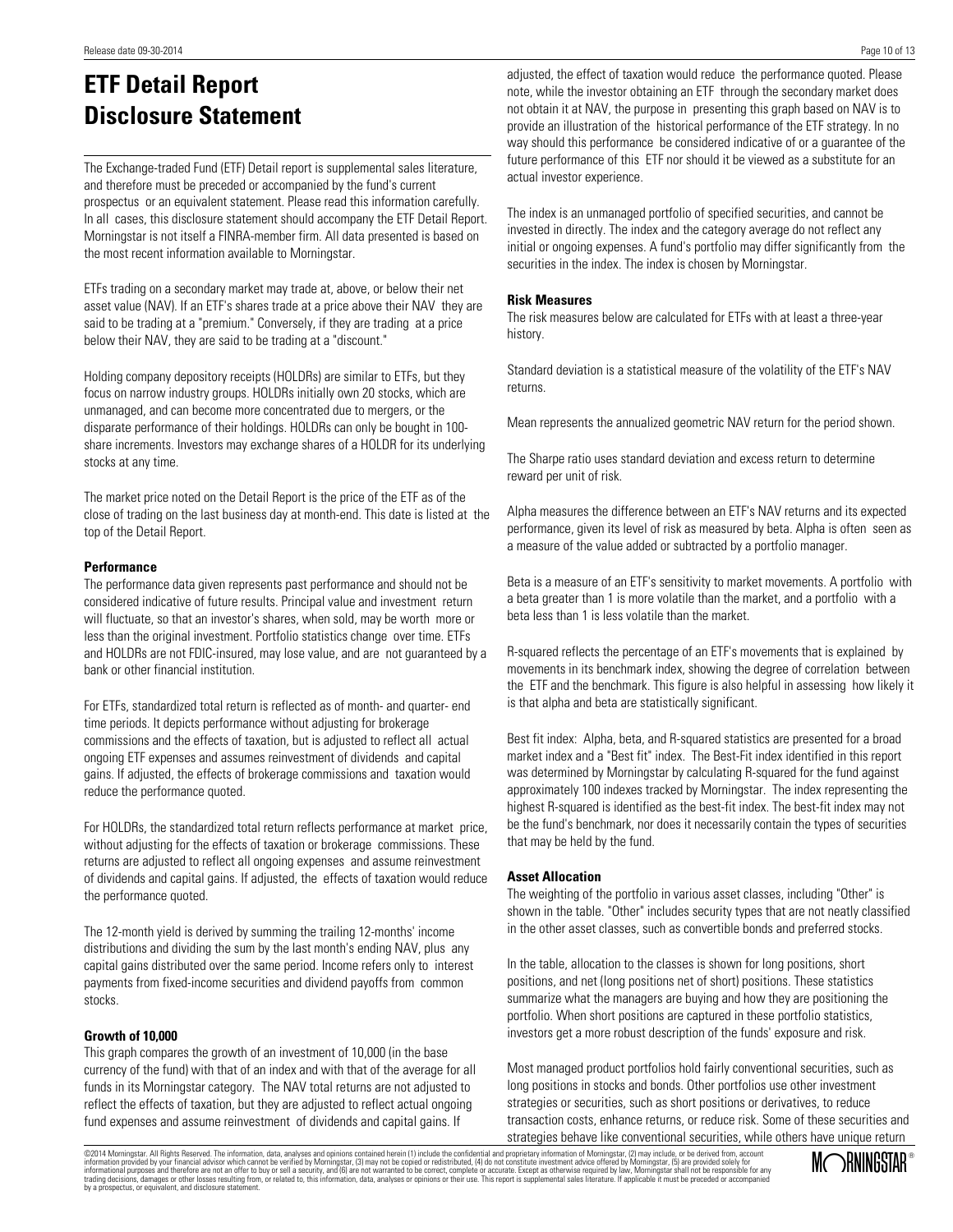# ETF Detail Report Disclosure Statement

The Exchange-traded Fund (ETF) Detail report is supplemental sales literature, and therefore must be preceded or accompanied by the fund's current prospectus or an equivalent statement. Please read this information carefully. In all cases, this disclosure statement should accompany the ETF Detail Report. Morningstar is not itself a FINRA-member firm. All data presented is based on the most recent information available to Morningstar.

ETFs trading on a secondary market may trade at, above, or below their net asset value (NAV). If an ETF's shares trade at a price above their NAV they are said to be trading at a "premium." Conversely, if they are trading at a price below their NAV, they are said to be trading at a "discount."

Holding company depository receipts (HOLDRs) are similar to ETFs, but they focus on narrow industry groups. HOLDRs initially own 20 stocks, which are unmanaged, and can become more concentrated due to mergers, or the disparate performance of their holdings. HOLDRs can only be bought in 100-share increments. Investors may exchange shares of a HOLDR for its underlying stocks at any time.

The market price noted on the Detail Report is the price of the ETF as of the close of trading on the last business day at month-end. This date is listed at the top of the Detail Report.

**Performance**

The performance data given represents past performance and should not be considered indicative of future results. Principal value and investment return will fluctuate, so that an investor's shares, when sold, may be worth more or less than the original investment. Portfolio statistics change over time. ETFs and HOLDRs are not FDIC-insured, may lose value, and are not guaranteed by a bank or other financial institution.

For ETFs, standardized total return is reflected as of month- and quarter- end time periods. It depicts performance without adjusting for brokerage commissions and the effects of taxation, but is adjusted to reflect all actual ongoing ETF expenses and assumes reinvestment of dividends and capital gains. If adjusted, the effects of brokerage commissions and taxation would reduce the performance quoted.

For HOLDRs, the standardized total return reflects performance at market price, without adjusting for the effects of taxation or brokerage commissions. These returns are adjusted to reflect all ongoing expenses and assume reinvestment of dividends and capital gains. If adjusted, the effects of taxation would reduce the performance quoted.

The 12-month yield is derived by summing the trailing 12-months' income distributions and dividing the sum by the last month's ending NAV, plus any capital gains distributed over the same period. Income refers only to interest payments from fixed-income securities and dividend payoffs from common stocks.

**Growth of 10,000**

This graph compares the growth of an investment of 10,000 (in the base currency of the fund) with that of an index and with that of the average for all funds in its Morningstar category. The NAV total returns are not adjusted to reflect the effects of taxation, but they are adjusted to reflect actual ongoing fund expenses and assume reinvestment of dividends and capital gains. If adjusted, the effect of taxation would reduce the performance quoted. Please note, while the investor obtaining an ETF through the secondary market does not obtain it at NAV, the purpose in presenting this graph based on NAV is to provide an illustration of the historical performance of the ETF strategy. In no way should this performance be considered indicative of or a guarantee of the future performance of this ETF nor should it be viewed as a substitute for an actual investor experience.

The index is an unmanaged portfolio of specified securities, and cannot be invested in directly. The index and the category average do not reflect any initial or ongoing expenses. A fund's portfolio may differ significantly from the securities in the index. The index is chosen by Morningstar.

**Risk Measures**

The risk measures below are calculated for ETFs with at least a three-year history.

Standard deviation is a statistical measure of the volatility of the ETF's NAV returns.

Mean represents the annualized geometric NAV return for the period shown.

The Sharpe ratio uses standard deviation and excess return to determine reward per unit of risk.

Alpha measures the difference between an ETF's NAV returns and its expected performance, given its level of risk as measured by beta. Alpha is often seen as a measure of the value added or subtracted by a portfolio manager.

Beta is a measure of an ETF's sensitivity to market movements. A portfolio with a beta greater than 1 is more volatile than the market, and a portfolio with a beta less than 1 is less volatile than the market.

R-squared reflects the percentage of an ETF's movements that is explained by movements in its benchmark index, showing the degree of correlation between the ETF and the benchmark. This figure is also helpful in assessing how likely it is that alpha and beta are statistically significant.

Best fit index: Alpha, beta, and R-squared statistics are presented for a broad market index and a "Best fit" index. The Best-Fit index identified in this report was determined by Morningstar by calculating R-squared for the fund against approximately 100 indexes tracked by Morningstar. The index representing the highest R-squared is identified as the best-fit index. The best-fit index may not be the fund's benchmark, nor does it necessarily contain the types of securities that may be held by the fund.

**Asset Allocation**

The weighting of the portfolio in various asset classes, including "Other" is shown in the table. "Other" includes security types that are not neatly classified in the other asset classes, such as convertible bonds and preferred stocks.

In the table, allocation to the classes is shown for long positions, short positions, and net (long positions net of short) positions. These statistics summarize what the managers are buying and how they are positioning the portfolio. When short positions are captured in these portfolio statistics, investors get a more robust description of the funds' exposure and risk.

Most managed product portfolios hold fairly conventional securities, such as long positions in stocks and bonds. Other portfolios use other investment strategies or securities, such as short positions or derivatives, to reduce transaction costs, enhance returns, or reduce risk. Some of these securities and strategies behave like conventional securities, while others have unique return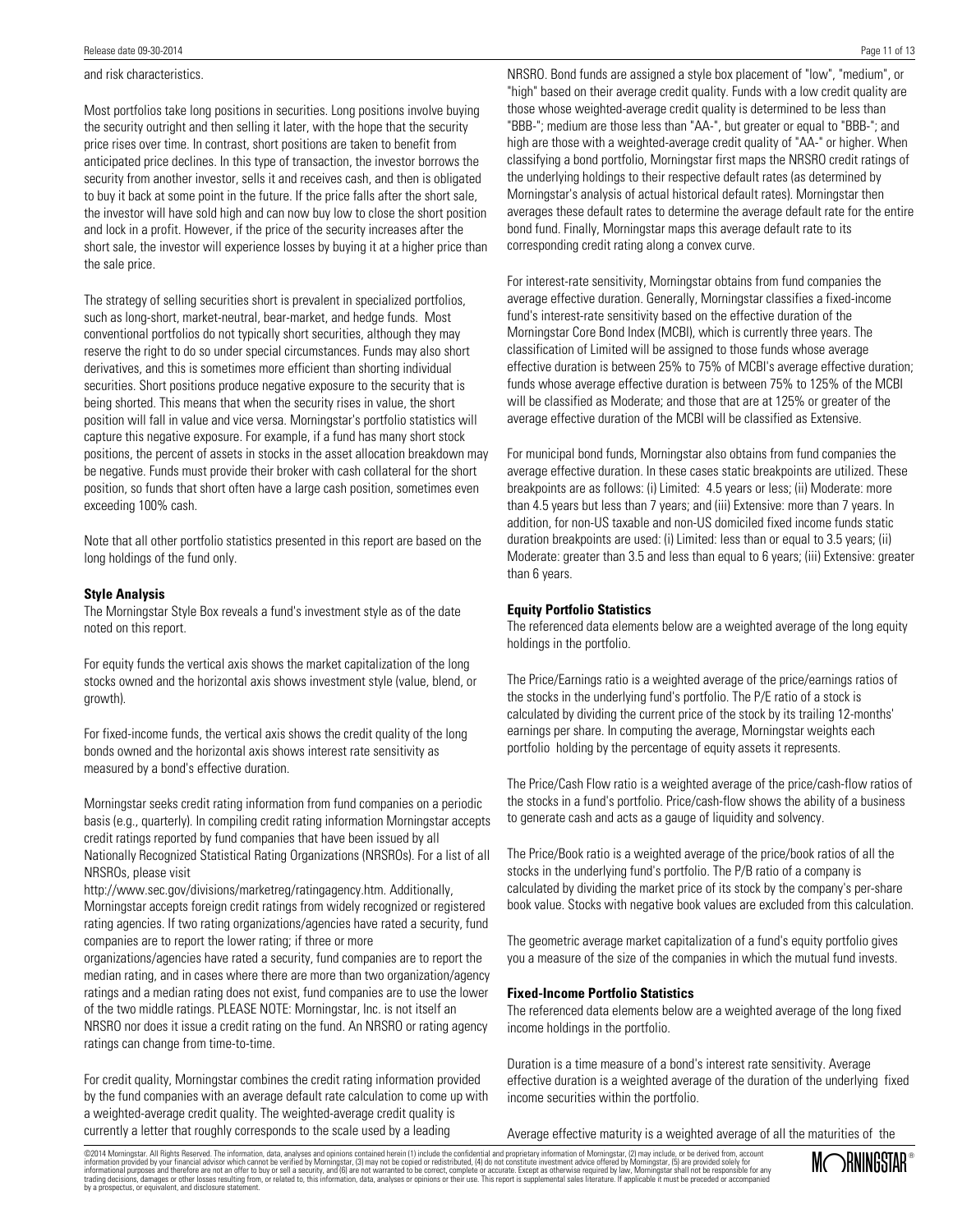and risk characteristics.

Most portfolios take long positions in securities. Long positions involve buying the security outright and then selling it later, with the hope that the security price rises over time. In contrast, short positions are taken to benefit from anticipated price declines. In this type of transaction, the investor borrows the security from another investor, sells it and receives cash, and then is obligated to buy it back at some point in the future. If the price falls after the short sale, the investor will have sold high and can now buy low to close the short position and lock in a profit. However, if the price of the security increases after the short sale, the investor will experience losses by buying it at a higher price than the sale price.

The strategy of selling securities short is prevalent in specialized portfolios, such as long-short, market-neutral, bear-market, and hedge funds. Most conventional portfolios do not typically short securities, although they may reserve the right to do so under special circumstances. Funds may also short derivatives, and this is sometimes more efficient than shorting individual securities. Short positions produce negative exposure to the security that is being shorted. This means that when the security rises in value, the short position will fall in value and vice versa. Morningstar's portfolio statistics will capture this negative exposure. For example, if a fund has many short stock positions, the percent of assets in stocks in the asset allocation breakdown may be negative. Funds must provide their broker with cash collateral for the short position, so funds that short often have a large cash position, sometimes even exceeding 100% cash.

Note that all other portfolio statistics presented in this report are based on the long holdings of the fund only.

**Style Analysis**

The Morningstar Style Box reveals a fund's investment style as of the date noted on this report.

For equity funds the vertical axis shows the market capitalization of the long stocks owned and the horizontal axis shows investment style (value, blend, or growth).

For fixed-income funds, the vertical axis shows the credit quality of the long bonds owned and the horizontal axis shows interest rate sensitivity as measured by a bond's effective duration.

Morningstar seeks credit rating information from fund companies on a periodic basis (e.g., quarterly). In compiling credit rating information Morningstar accepts credit ratings reported by fund companies that have been issued by all Nationally Recognized Statistical Rating Organizations (NRSROs). For a list of all NRSROs, please visit http://www.sec.gov/divisions/marketreg/ratingagency.htm. Additionally, Morningstar accepts foreign credit ratings from widely recognized or registered rating agencies. If two rating organizations/agencies have rated a security, fund companies are to report the lower rating; if three or more organizations/agencies have rated a security, fund companies are to report the median rating, and in cases where there are more than two organization/agency ratings and a median rating does not exist, fund companies are to use the lower of the two middle ratings. PLEASE NOTE: Morningstar, Inc. is not itself an NRSRO nor does it issue a credit rating on the fund. An NRSRO or rating agency ratings can change from time-to-time.

For credit quality, Morningstar combines the credit rating information provided by the fund companies with an average default rate calculation to come up with a weighted-average credit quality. The weighted-average credit quality is currently a letter that roughly corresponds to the scale used by a leading NRSRO. Bond funds are assigned a style box placement of "low", "medium", or "high" based on their average credit quality. Funds with a low credit quality are those whose weighted-average credit quality is determined to be less than "BBB-"; medium are those less than "AA-", but greater or equal to "BBB-"; and high are those with a weighted-average credit quality of "AA-" or higher. When classifying a bond portfolio, Morningstar first maps the NRSRO credit ratings of the underlying holdings to their respective default rates (as determined by Morningstar's analysis of actual historical default rates). Morningstar then averages these default rates to determine the average default rate for the entire bond fund. Finally, Morningstar maps this average default rate to its corresponding credit rating along a convex curve.

For interest-rate sensitivity, Morningstar obtains from fund companies the average effective duration. Generally, Morningstar classifies a fixed-income fund's interest-rate sensitivity based on the effective duration of the Morningstar Core Bond Index (MCBI), which is currently three years. The classification of Limited will be assigned to those funds whose average effective duration is between 25% to 75% of MCBI's average effective duration; funds whose average effective duration is between 75% to 125% of the MCBI will be classified as Moderate; and those that are at 125% or greater of the average effective duration of the MCBI will be classified as Extensive.

For municipal bond funds, Morningstar also obtains from fund companies the average effective duration. In these cases static breakpoints are utilized. These breakpoints are as follows: (i) Limited: 4.5 years or less; (ii) Moderate: more than 4.5 years but less than 7 years; and (iii) Extensive: more than 7 years. In addition, for non-US taxable and non-US domiciled fixed income funds static duration breakpoints are used: (i) Limited: less than or equal to 3.5 years; (ii) Moderate: greater than 3.5 and less than equal to 6 years; (iii) Extensive: greater than 6 years.

**Equity Portfolio Statistics**

The referenced data elements below are a weighted average of the long equity holdings in the portfolio.

The Price/Earnings ratio is a weighted average of the price/earnings ratios of the stocks in the underlying fund's portfolio. The P/E ratio of a stock is calculated by dividing the current price of the stock by its trailing 12-months' earnings per share. In computing the average, Morningstar weights each portfolio holding by the percentage of equity assets it represents.

The Price/Cash Flow ratio is a weighted average of the price/cash-flow ratios of the stocks in a fund's portfolio. Price/cash-flow shows the ability of a business to generate cash and acts as a gauge of liquidity and solvency.

The Price/Book ratio is a weighted average of the price/book ratios of all the stocks in the underlying fund's portfolio. The P/B ratio of a company is calculated by dividing the market price of its stock by the company's per-share book value. Stocks with negative book values are excluded from this calculation.

The geometric average market capitalization of a fund's equity portfolio gives you a measure of the size of the companies in which the mutual fund invests.

**Fixed-Income Portfolio Statistics**

The referenced data elements below are a weighted average of the long fixed income holdings in the portfolio.

Duration is a time measure of a bond's interest rate sensitivity. Average effective duration is a weighted average of the duration of the underlying fixed income securities within the portfolio.

Average effective maturity is a weighted average of all the maturities of the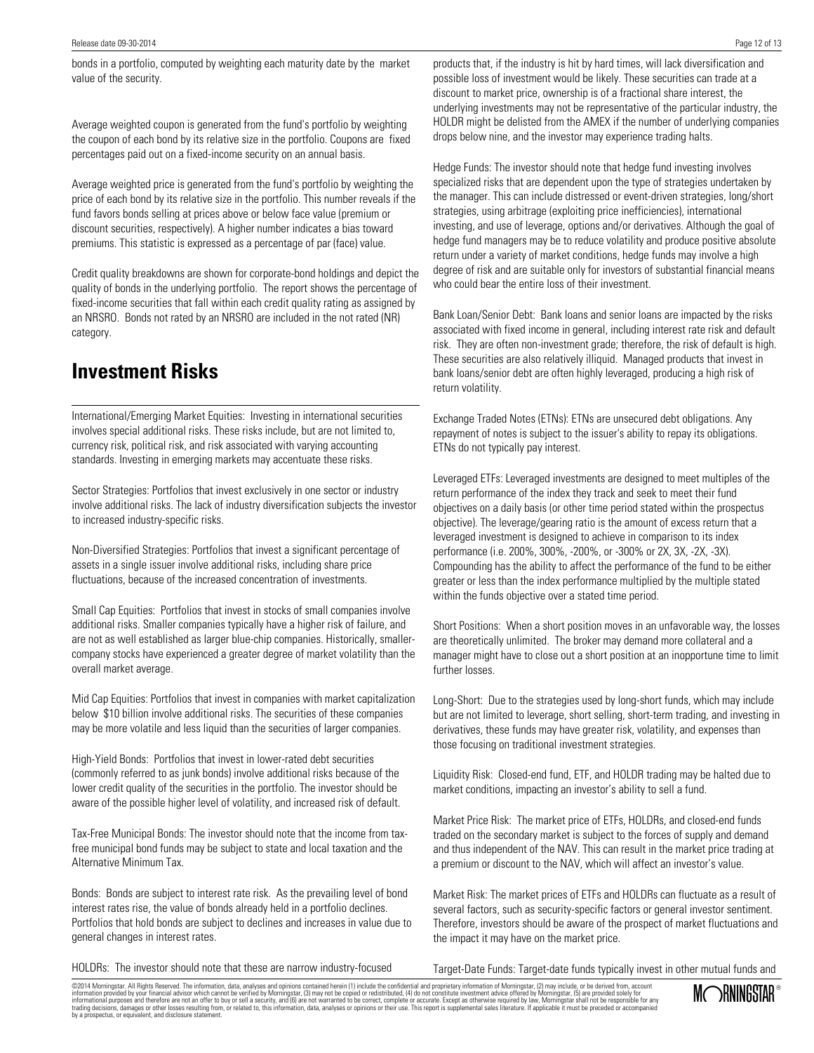bonds in a portfolio, computed by weighting each maturity date by the market value of the security.

Average weighted coupon is generated from the fund's portfolio by weighting the coupon of each bond by its relative size in the portfolio. Coupons are fixed percentages paid out on a fixed-income security on an annual basis.

Average weighted price is generated from the fund's portfolio by weighting the price of each bond by its relative size in the portfolio. This number reveals if the fund favors bonds selling at prices above or below face value (premium or discount securities, respectively). A higher number indicates a bias toward premiums. This statistic is expressed as a percentage of par (face) value.

Credit quality breakdowns are shown for corporate-bond holdings and depict the quality of bonds in the underlying portfolio. The report shows the percentage of fixed-income securities that fall within each credit quality rating as assigned by an NRSRO. Bonds not rated by an NRSRO are included in the not rated (NR) category.

# Investment Risks

International/Emerging Market Equities: Investing in international securities involves special additional risks. These risks include, but are not limited to, currency risk, political risk, and risk associated with varying accounting standards. Investing in emerging markets may accentuate these risks.

Sector Strategies: Portfolios that invest exclusively in one sector or industry involve additional risks. The lack of industry diversification subjects the investor to increased industry-specific risks.

Non-Diversified Strategies: Portfolios that invest a significant percentage of assets in a single issuer involve additional risks, including share price fluctuations, because of the increased concentration of investments.

Small Cap Equities: Portfolios that invest in stocks of small companies involve additional risks. Smaller companies typically have a higher risk of failure, and are not as well established as larger blue-chip companies. Historically, smaller-company stocks have experienced a greater degree of market volatility than the overall market average.

Mid Cap Equities: Portfolios that invest in companies with market capitalization below $10 billion involve additional risks. The securities of these companies may be more volatile and less liquid than the securities of larger companies.

High-Yield Bonds: Portfolios that invest in lower-rated debt securities (commonly referred to as junk bonds) involve additional risks because of the lower credit quality of the securities in the portfolio. The investor should be aware of the possible higher level of volatility, and increased risk of default.

Tax-Free Municipal Bonds: The investor should note that the income from tax-free municipal bond funds may be subject to state and local taxation and the Alternative Minimum Tax.

Bonds: Bonds are subject to interest rate risk. As the prevailing level of bond interest rates rise, the value of bonds already held in a portfolio declines. Portfolios that hold bonds are subject to declines and increases in value due to general changes in interest rates.

HOLDRs: The investor should note that these are narrow industry-focused products that, if the industry is hit by hard times, will lack diversification and possible loss of investment would be likely. These securities can trade at a discount to market price, ownership is of a fractional share interest, the underlying investments may not be representative of the particular industry, the HOLDR might be delisted from the AMEX if the number of underlying companies drops below nine, and the investor may experience trading halts.

Hedge Funds: The investor should note that hedge fund investing involves specialized risks that are dependent upon the type of strategies undertaken by the manager. This can include distressed or event-driven strategies, long/short strategies, using arbitrage (exploiting price inefficiencies), international investing, and use of leverage, options and/or derivatives. Although the goal of hedge fund managers may be to reduce volatility and produce positive absolute return under a variety of market conditions, hedge funds may involve a high degree of risk and are suitable only for investors of substantial financial means who could bear the entire loss of their investment.

Bank Loan/Senior Debt: Bank loans and senior loans are impacted by the risks associated with fixed income in general, including interest rate risk and default risk. They are often non-investment grade; therefore, the risk of default is high. These securities are also relatively illiquid. Managed products that invest in bank loans/senior debt are often highly leveraged, producing a high risk of return volatility.

Exchange Traded Notes (ETNs): ETNs are unsecured debt obligations. Any repayment of notes is subject to the issuer's ability to repay its obligations. ETNs do not typically pay interest.

Leveraged ETFs: Leveraged investments are designed to meet multiples of the return performance of the index they track and seek to meet their fund objectives on a daily basis (or other time period stated within the prospectus objective). The leverage/gearing ratio is the amount of excess return that a leveraged investment is designed to achieve in comparison to its index performance (i.e. 200%, 300%, -200%, or -300% or 2X, 3X, -2X, -3X). Compounding has the ability to affect the performance of the fund to be either greater or less than the index performance multiplied by the multiple stated within the funds objective over a stated time period.

Short Positions: When a short position moves in an unfavorable way, the losses are theoretically unlimited. The broker may demand more collateral and a manager might have to close out a short position at an inopportune time to limit further losses.

Long-Short: Due to the strategies used by long-short funds, which may include but are not limited to leverage, short selling, short-term trading, and investing in derivatives, these funds may have greater risk, volatility, and expenses than those focusing on traditional investment strategies.

Liquidity Risk: Closed-end fund, ETF, and HOLDR trading may be halted due to market conditions, impacting an investor's ability to sell a fund.

Market Price Risk: The market price of ETFs, HOLDRs, and closed-end funds traded on the secondary market is subject to the forces of supply and demand and thus independent of the NAV. This can result in the market price trading at a premium or discount to the NAV, which will affect an investor's value.

Market Risk: The market prices of ETFs and HOLDRs can fluctuate as a result of several factors, such as security-specific factors or general investor sentiment. Therefore, investors should be aware of the prospect of market fluctuations and the impact it may have on the market price.

Target-Date Funds: Target-date funds typically invest in other mutual funds and

©2014 Morningstar. All Rights Reserved. The information, data, analyses and opinions contained herein (1) include the confidential and proprietary information of Morningstar, (2) may include, or be derived from, account information provided by your financial advisor which cannot be verified by Morningstar, (3) may not be copied or redistributed, (4) do not constitute investment advice offered by Morningstar, (5) are provided solely for informational purposes and therefore are not an offer to buy or sell a security, and (6) are not warranted to be correct, complete or accurate. Except as otherwise required by law, Morningstar shall not be responsible for any trading decisions, damages or other losses resulting from, or related to, this information, data, analyses or opinions or their use. This report is supplemental sales literature. If applicable it must be preceded or accompanied by a prospectus, or equivalent, and disclosure statement.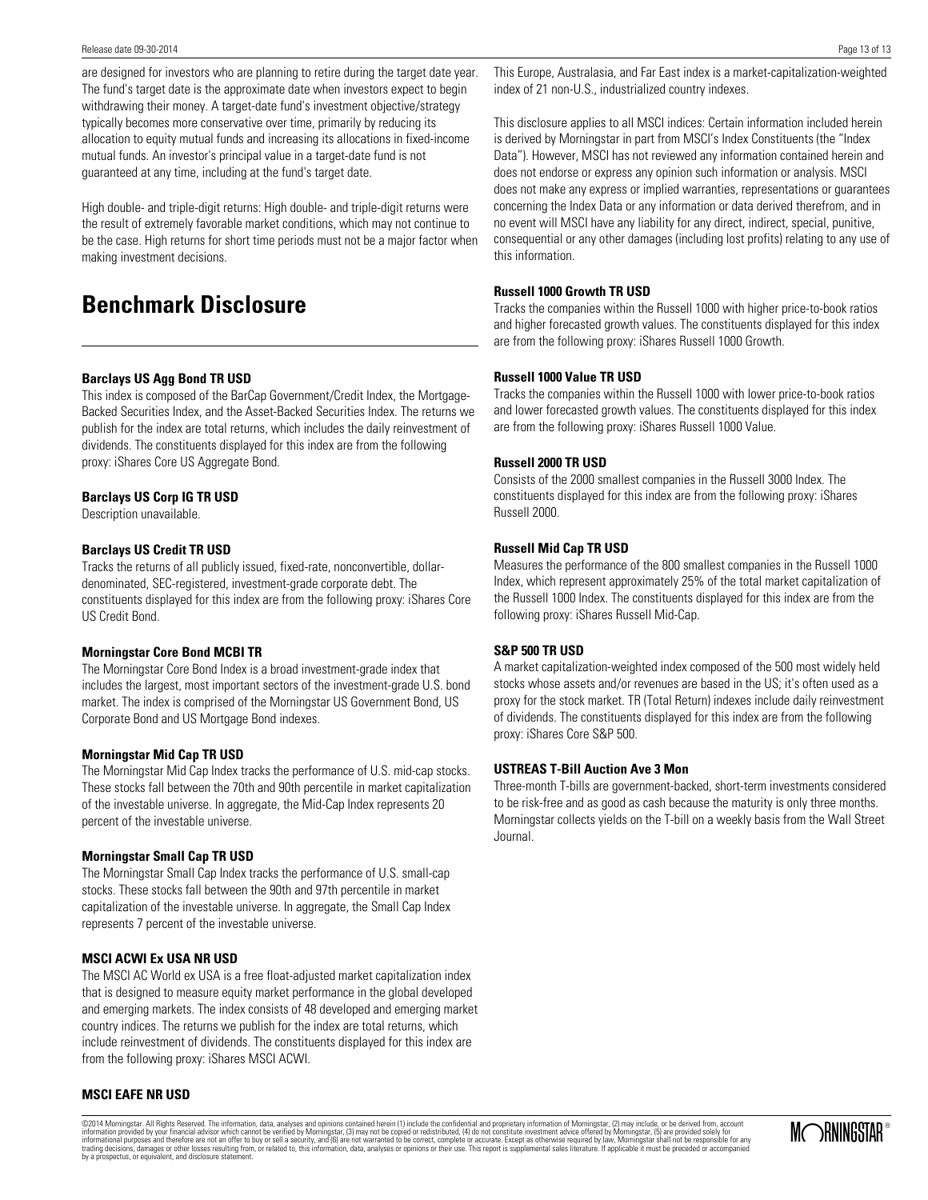are designed for investors who are planning to retire during the target date year. The fund's target date is the approximate date when investors expect to begin withdrawing their money. A target-date fund's investment objective/strategy typically becomes more conservative over time, primarily by reducing its allocation to equity mutual funds and increasing its allocations in fixed-income mutual funds. An investor's principal value in a target-date fund is not guaranteed at any time, including at the fund's target date.

High double- and triple-digit returns: High double- and triple-digit returns were the result of extremely favorable market conditions, which may not continue to be the case. High returns for short time periods must not be a major factor when making investment decisions.

# Benchmark Disclosure

**Barclays US Agg Bond TR USD**
This index is composed of the BarCap Government/Credit Index, the Mortgage-Backed Securities Index, and the Asset-Backed Securities Index. The returns we publish for the index are total returns, which includes the daily reinvestment of dividends. The constituents displayed for this index are from the following proxy: iShares Core US Aggregate Bond.

**Barclays US Corp IG TR USD**
Description unavailable.

**Barclays US Credit TR USD**
Tracks the returns of all publicly issued, fixed-rate, nonconvertible, dollar-denominated, SEC-registered, investment-grade corporate debt. The constituents displayed for this index are from the following proxy: iShares Core US Credit Bond.

**Morningstar Core Bond MCBI TR**
The Morningstar Core Bond Index is a broad investment-grade index that includes the largest, most important sectors of the investment-grade U.S. bond market. The index is comprised of the Morningstar US Government Bond, US Corporate Bond and US Mortgage Bond indexes.

**Morningstar Mid Cap TR USD**
The Morningstar Mid Cap Index tracks the performance of U.S. mid-cap stocks. These stocks fall between the 70th and 90th percentile in market capitalization of the investable universe. In aggregate, the Mid-Cap Index represents 20 percent of the investable universe.

**Morningstar Small Cap TR USD**
The Morningstar Small Cap Index tracks the performance of U.S. small-cap stocks. These stocks fall between the 90th and 97th percentile in market capitalization of the investable universe. In aggregate, the Small Cap Index represents 7 percent of the investable universe.

**MSCI ACWI Ex USA NR USD**
The MSCI AC World ex USA is a free float-adjusted market capitalization index that is designed to measure equity market performance in the global developed and emerging markets. The index consists of 48 developed and emerging market country indices. The returns we publish for the index are total returns, which include reinvestment of dividends. The constituents displayed for this index are from the following proxy: iShares MSCI ACWI.

**MSCI EAFE NR USD**
This Europe, Australasia, and Far East index is a market-capitalization-weighted index of 21 non-U.S., industrialized country indexes.

This disclosure applies to all MSCI indices: Certain information included herein is derived by Morningstar in part from MSCI's Index Constituents (the "Index Data"). However, MSCI has not reviewed any information contained herein and does not endorse or express any opinion such information or analysis. MSCI does not make any express or implied warranties, representations or guarantees concerning the Index Data or any information or data derived therefrom, and in no event will MSCI have any liability for any direct, indirect, special, punitive, consequential or any other damages (including lost profits) relating to any use of this information.

**Russell 1000 Growth TR USD**
Tracks the companies within the Russell 1000 with higher price-to-book ratios and higher forecasted growth values. The constituents displayed for this index are from the following proxy: iShares Russell 1000 Growth.

**Russell 1000 Value TR USD**
Tracks the companies within the Russell 1000 with lower price-to-book ratios and lower forecasted growth values. The constituents displayed for this index are from the following proxy: iShares Russell 1000 Value.

**Russell 2000 TR USD**
Consists of the 2000 smallest companies in the Russell 3000 Index. The constituents displayed for this index are from the following proxy: iShares Russell 2000.

**Russell Mid Cap TR USD**
Measures the performance of the 800 smallest companies in the Russell 1000 Index, which represent approximately 25% of the total market capitalization of the Russell 1000 Index. The constituents displayed for this index are from the following proxy: iShares Russell Mid-Cap.

**S&P 500 TR USD**
A market capitalization-weighted index composed of the 500 most widely held stocks whose assets and/or revenues are based in the US; it's often used as a proxy for the stock market. TR (Total Return) indexes include daily reinvestment of dividends. The constituents displayed for this index are from the following proxy: iShares Core S&P 500.

**USTREAS T-Bill Auction Ave 3 Mon**
Three-month T-bills are government-backed, short-term investments considered to be risk-free and as good as cash because the maturity is only three months. Morningstar collects yields on the T-bill on a weekly basis from the Wall Street Journal.

©2014 Morningstar. All Rights Reserved. The information, data, analyses and opinions contained herein (1) include the confidential and proprietary information of Morningstar, (2) may include, or be derived from, account information provided by your financial advisor which cannot be verified by Morningstar, (3) may not be copied or redistributed, (4) do not constitute investment advice offered by Morningstar, (5) are provided solely for informational purposes and therefore are not an offer to buy or sell a security, and (6) are not warranted to be correct, complete or accurate. Except as otherwise required by law, Morningstar shall not be responsible for any trading decisions, damages or other losses resulting from, or related to, this information, data, analyses or opinions or their use. This report is supplemental sales literature. If applicable it must be preceded or accompanied by a prospectus, or equivalent, and disclosure statement.